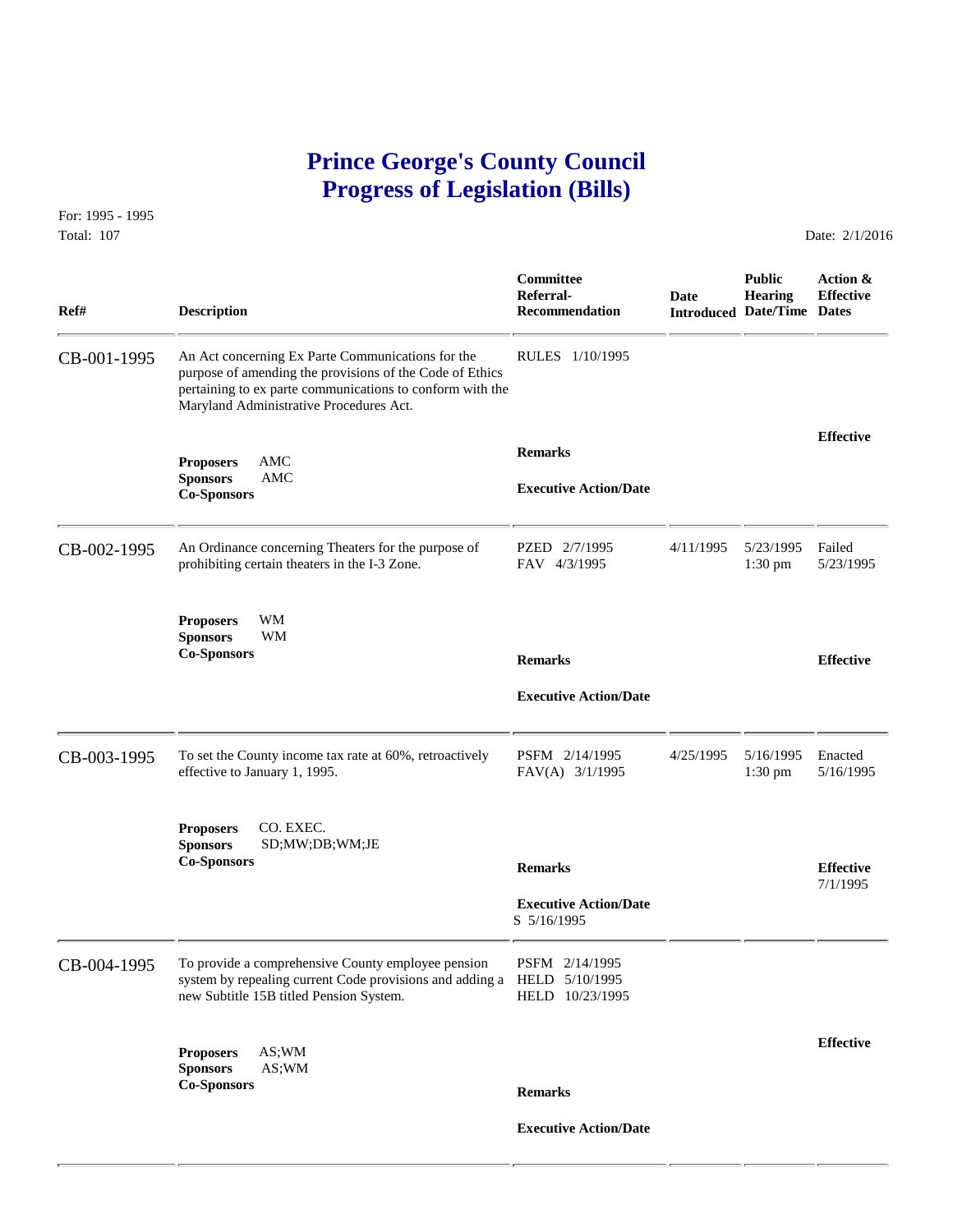# Prince George's County Council
# Progress of Legislation (Bills)

For: 1995 - 1995
Total: 107

Date: 2/1/2016

| Ref# | Description | Committee Referral-Recommendation | Date Introduced | Public Hearing Date/Time | Action & Effective Dates |
|---|---|---|---|---|---|
| CB-001-1995 | An Act concerning Ex Parte Communications for the purpose of amending the provisions of the Code of Ethics pertaining to ex parte communications to conform with the Maryland Administrative Procedures Act. | RULES 1/10/1995 | | | |
| | **Proposers** AMC<br>**Sponsors** AMC<br>**Co-Sponsors** | **Remarks**<br><br>**Executive Action/Date** | | | **Effective** |
| CB-002-1995 | An Ordinance concerning Theaters for the purpose of prohibiting certain theaters in the I-3 Zone. | PZED 2/7/1995<br>FAV 4/3/1995 | 4/11/1995 | 5/23/1995 1:30 pm | Failed 5/23/1995 |
| | **Proposers** WM<br>**Sponsors** WM<br>**Co-Sponsors** | **Remarks**<br><br>**Executive Action/Date** | | | **Effective** |
| CB-003-1995 | To set the County income tax rate at 60%, retroactively effective to January 1, 1995. | PSFM 2/14/1995<br>FAV(A) 3/1/1995 | 4/25/1995 | 5/16/1995 1:30 pm | Enacted 5/16/1995 |
| | **Proposers** CO. EXEC.<br>**Sponsors** SD;MW;DB;WM;JE<br>**Co-Sponsors** | **Remarks**<br><br>**Executive Action/Date**<br>S 5/16/1995 | | | **Effective** 7/1/1995 |
| CB-004-1995 | To provide a comprehensive County employee pension system by repealing current Code provisions and adding a new Subtitle 15B titled Pension System. | PSFM 2/14/1995<br>HELD 5/10/1995<br>HELD 10/23/1995 | | | |
| | **Proposers** AS;WM<br>**Sponsors** AS;WM<br>**Co-Sponsors** | **Remarks**<br><br>**Executive Action/Date** | | | **Effective** |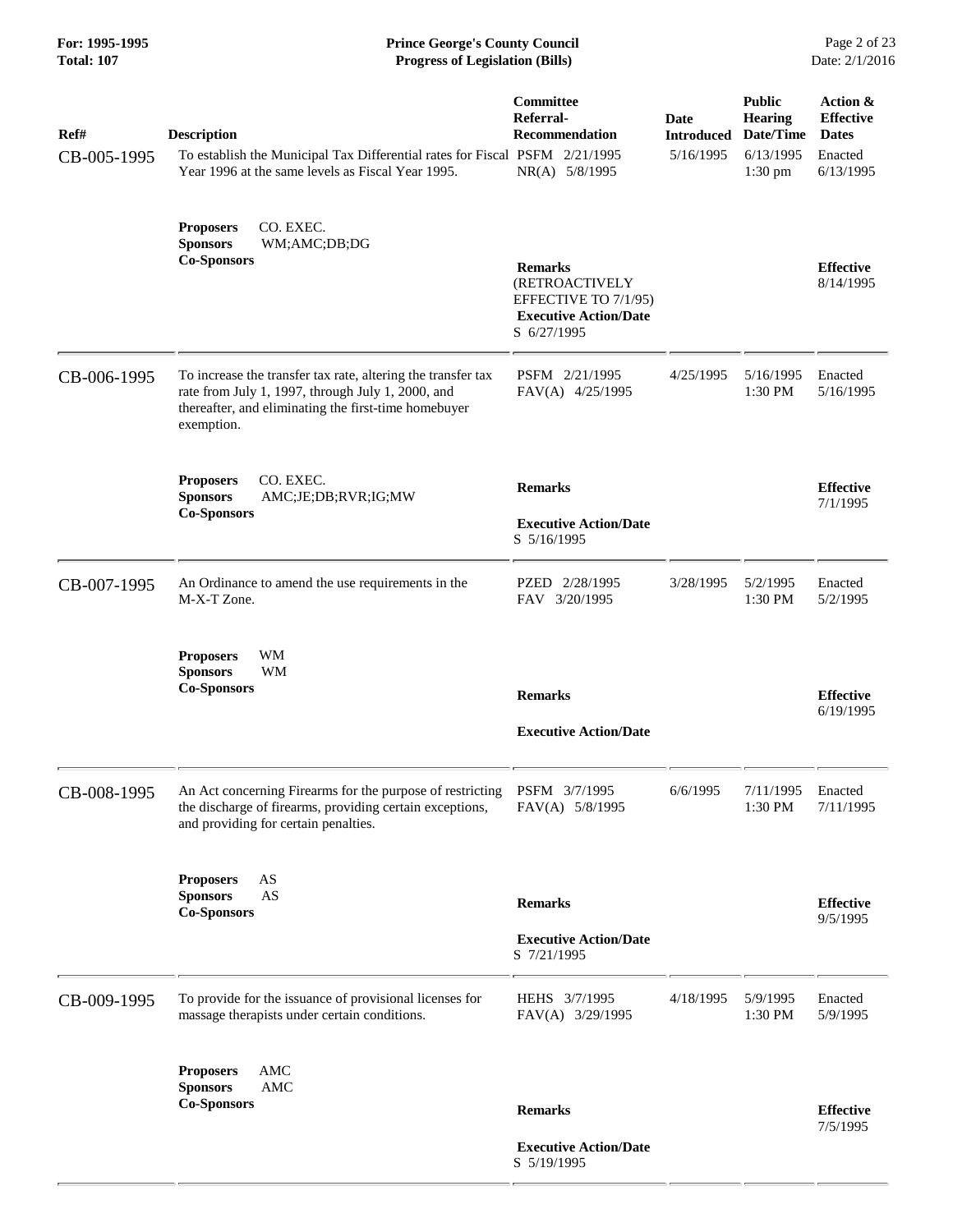| Ref# | Description | Committee Referral-Recommendation | Date Introduced | Public Hearing Date/Time | Action & Effective Dates |
|---|---|---|---|---|---|
| CB-005-1995 | To establish the Municipal Tax Differential rates for Fiscal Year 1996 at the same levels as Fiscal Year 1995. | PSFM 2/21/1995<br>NR(A) 5/8/1995 | 5/16/1995 | 6/13/1995<br>1:30 pm | Enacted<br>6/13/1995 |
| | **Proposers** CO. EXEC.<br>**Sponsors** WM;AMC;DB;DG<br>**Co-Sponsors** | **Remarks**<br>(RETROACTIVELY EFFECTIVE TO 7/1/95)<br>**Executive Action/Date**<br>S 6/27/1995 | | | **Effective**<br>8/14/1995 |
| CB-006-1995 | To increase the transfer tax rate, altering the transfer tax rate from July 1, 1997, through July 1, 2000, and thereafter, and eliminating the first-time homebuyer exemption. | PSFM 2/21/1995<br>FAV(A) 4/25/1995 | 4/25/1995 | 5/16/1995<br>1:30 PM | Enacted<br>5/16/1995 |
| | **Proposers** CO. EXEC.<br>**Sponsors** AMC;JE;DB;RVR;IG;MW<br>**Co-Sponsors** | **Remarks**<br>**Executive Action/Date**<br>S 5/16/1995 | | | **Effective**<br>7/1/1995 |
| CB-007-1995 | An Ordinance to amend the use requirements in the M-X-T Zone. | PZED 2/28/1995<br>FAV 3/20/1995 | 3/28/1995 | 5/2/1995<br>1:30 PM | Enacted<br>5/2/1995 |
| | **Proposers** WM<br>**Sponsors** WM<br>**Co-Sponsors** | **Remarks**<br>**Executive Action/Date** | | | **Effective**<br>6/19/1995 |
| CB-008-1995 | An Act concerning Firearms for the purpose of restricting the discharge of firearms, providing certain exceptions, and providing for certain penalties. | PSFM 3/7/1995<br>FAV(A) 5/8/1995 | 6/6/1995 | 7/11/1995<br>1:30 PM | Enacted<br>7/11/1995 |
| | **Proposers** AS<br>**Sponsors** AS<br>**Co-Sponsors** | **Remarks**<br>**Executive Action/Date**<br>S 7/21/1995 | | | **Effective**<br>9/5/1995 |
| CB-009-1995 | To provide for the issuance of provisional licenses for massage therapists under certain conditions. | HEHS 3/7/1995<br>FAV(A) 3/29/1995 | 4/18/1995 | 5/9/1995<br>1:30 PM | Enacted<br>5/9/1995 |
| | **Proposers** AMC<br>**Sponsors** AMC<br>**Co-Sponsors** | **Remarks**<br>**Executive Action/Date**<br>S 5/19/1995 | | | **Effective**<br>7/5/1995 |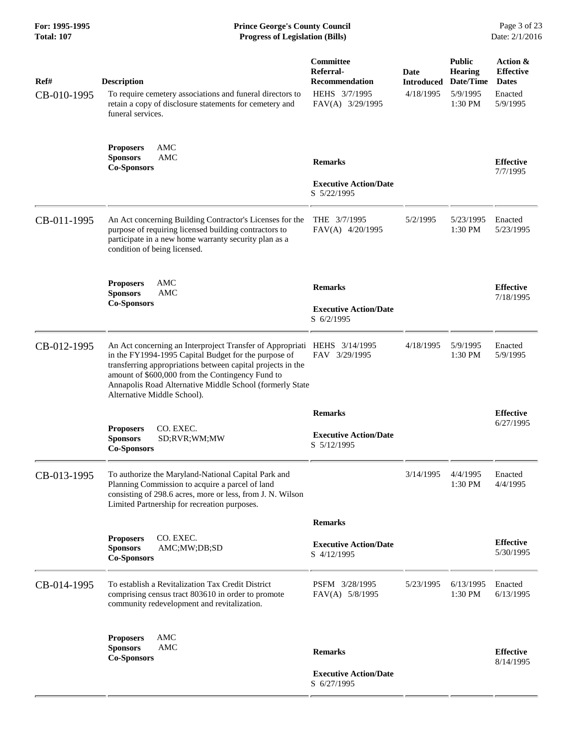| Ref# | Description | Committee Referral-Recommendation | Date Introduced | Public Hearing Date/Time | Action & Effective Dates |
|---|---|---|---|---|---|
| CB-010-1995 | To require cemetery associations and funeral directors to retain a copy of disclosure statements for cemetery and funeral services. | HEHS 3/7/1995<br>FAV(A) 3/29/1995 | 4/18/1995 | 5/9/1995<br>1:30 PM | Enacted<br>5/9/1995 |
| | **Proposers** AMC<br>**Sponsors** AMC<br>**Co-Sponsors** | **Remarks**<br><br>**Executive Action/Date**<br>S 5/22/1995 | | | **Effective**<br>7/7/1995 |
| CB-011-1995 | An Act concerning Building Contractor's Licenses for the purpose of requiring licensed building contractors to participate in a new home warranty security plan as a condition of being licensed. | THE 3/7/1995<br>FAV(A) 4/20/1995 | 5/2/1995 | 5/23/1995<br>1:30 PM | Enacted<br>5/23/1995 |
| | **Proposers** AMC<br>**Sponsors** AMC<br>**Co-Sponsors** | **Remarks**<br><br>**Executive Action/Date**<br>S 6/2/1995 | | | **Effective**<br>7/18/1995 |
| CB-012-1995 | An Act concerning an Interproject Transfer of Appropriati in the FY1994-1995 Capital Budget for the purpose of transferring appropriations between capital projects in the amount of $600,000 from the Contingency Fund to Annapolis Road Alternative Middle School (formerly State Alternative Middle School). | HEHS 3/14/1995<br>FAV 3/29/1995 | 4/18/1995 | 5/9/1995<br>1:30 PM | Enacted<br>5/9/1995 |
| | **Proposers** CO. EXEC.<br>**Sponsors** SD;RVR;WM;MW<br>**Co-Sponsors** | **Remarks**<br><br>**Executive Action/Date**<br>S 5/12/1995 | | | **Effective**<br>6/27/1995 |
| CB-013-1995 | To authorize the Maryland-National Capital Park and Planning Commission to acquire a parcel of land consisting of 298.6 acres, more or less, from J. N. Wilson Limited Partnership for recreation purposes. | | 3/14/1995 | 4/4/1995<br>1:30 PM | Enacted<br>4/4/1995 |
| | **Proposers** CO. EXEC.<br>**Sponsors** AMC;MW;DB;SD<br>**Co-Sponsors** | **Remarks**<br><br>**Executive Action/Date**<br>S 4/12/1995 | | | **Effective**<br>5/30/1995 |
| CB-014-1995 | To establish a Revitalization Tax Credit District comprising census tract 803610 in order to promote community redevelopment and revitalization. | PSFM 3/28/1995<br>FAV(A) 5/8/1995 | 5/23/1995 | 6/13/1995<br>1:30 PM | Enacted<br>6/13/1995 |
| | **Proposers** AMC<br>**Sponsors** AMC<br>**Co-Sponsors** | **Remarks**<br><br>**Executive Action/Date**<br>S 6/27/1995 | | | **Effective**<br>8/14/1995 |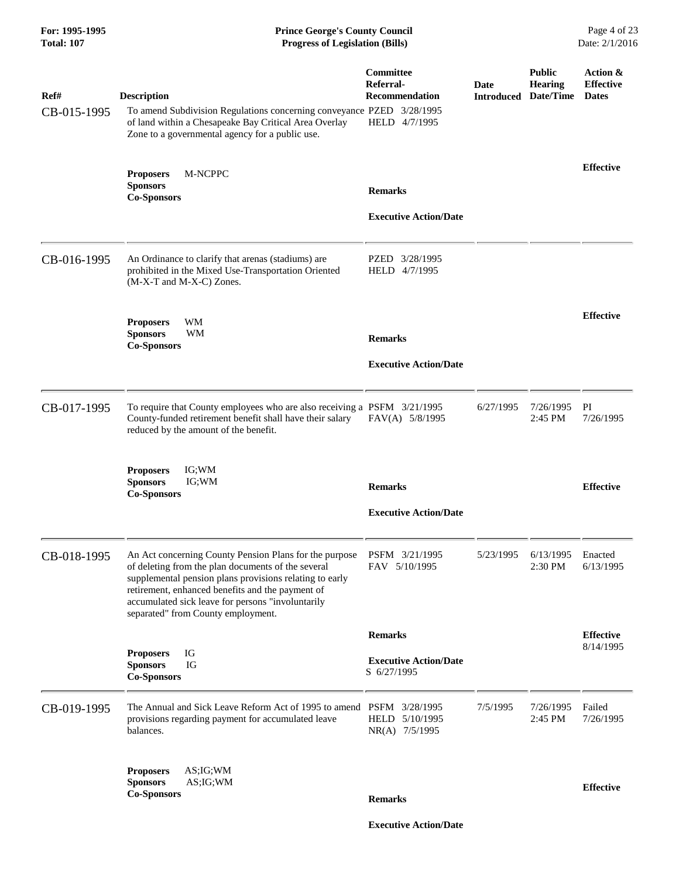| Ref# | Description | Committee Referral-Recommendation | Date Introduced | Public Hearing Date/Time | Action & Effective Dates |
|---|---|---|---|---|---|
| CB-015-1995 | To amend Subdivision Regulations concerning conveyance of land within a Chesapeake Bay Critical Area Overlay Zone to a governmental agency for a public use.<br>**Proposers** M-NCPPC<br>**Sponsors**<br>**Co-Sponsors** | PZED 3/28/1995<br>HELD 4/7/1995<br>**Remarks**<br>**Executive Action/Date** | | | **Effective** |
| CB-016-1995 | An Ordinance to clarify that arenas (stadiums) are prohibited in the Mixed Use-Transportation Oriented (M-X-T and M-X-C) Zones.<br>**Proposers** WM<br>**Sponsors** WM<br>**Co-Sponsors** | PZED 3/28/1995<br>HELD 4/7/1995<br>**Remarks**<br>**Executive Action/Date** | | | **Effective** |
| CB-017-1995 | To require that County employees who are also receiving a County-funded retirement benefit shall have their salary reduced by the amount of the benefit.<br>**Proposers** IG;WM<br>**Sponsors** IG;WM<br>**Co-Sponsors** | PSFM 3/21/1995<br>FAV(A) 5/8/1995<br>**Remarks**<br>**Executive Action/Date** | 6/27/1995 | 7/26/1995 2:45 PM | PI 7/26/1995<br>**Effective** |
| CB-018-1995 | An Act concerning County Pension Plans for the purpose of deleting from the plan documents of the several supplemental pension plans provisions relating to early retirement, enhanced benefits and the payment of accumulated sick leave for persons "involuntarily separated" from County employment.<br>**Proposers** IG<br>**Sponsors** IG<br>**Co-Sponsors** | PSFM 3/21/1995<br>FAV 5/10/1995<br>**Remarks**<br>**Executive Action/Date**<br>S 6/27/1995 | 5/23/1995 | 6/13/1995 2:30 PM | Enacted 6/13/1995<br>**Effective** 8/14/1995 |
| CB-019-1995 | The Annual and Sick Leave Reform Act of 1995 to amend provisions regarding payment for accumulated leave balances.<br>**Proposers** AS;IG;WM<br>**Sponsors** AS;IG;WM<br>**Co-Sponsors** | PSFM 3/28/1995<br>HELD 5/10/1995<br>NR(A) 7/5/1995<br>**Remarks**<br>**Executive Action/Date** | 7/5/1995 | 7/26/1995 2:45 PM | Failed 7/26/1995<br>**Effective** |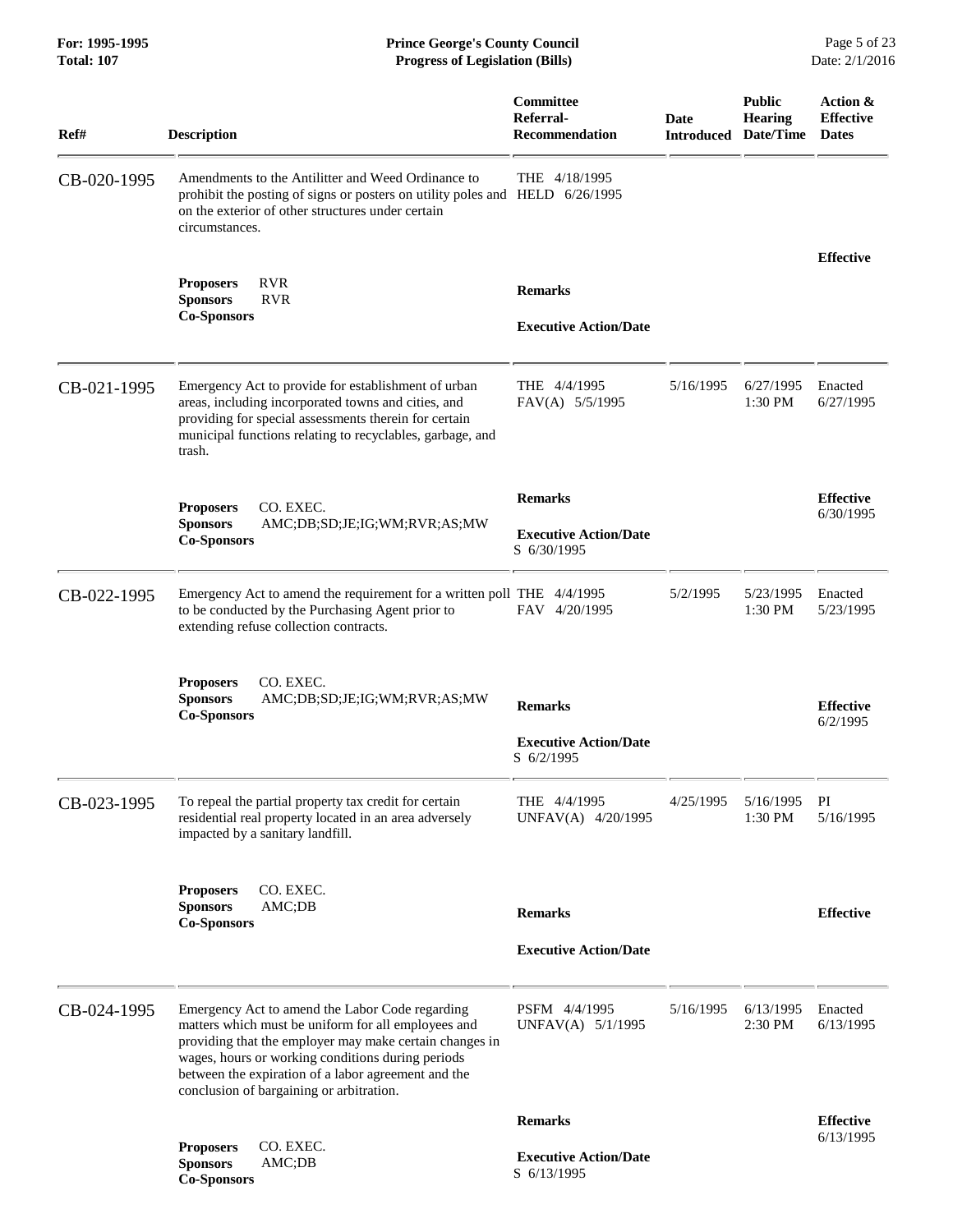**For: 1995-1995**
**Total: 107**

**Prince George's County Council**
**Progress of Legislation (Bills)**

Date: 2/1/2016

| Ref# | Description | Committee Referral-Recommendation | Date Introduced | Public Hearing Date/Time | Action & Effective Dates |
|---|---|---|---|---|---|
| CB-020-1995 | Amendments to the Antilitter and Weed Ordinance to prohibit the posting of signs or posters on utility poles and on the exterior of other structures under certain circumstances. | THE 4/18/1995<br>HELD 6/26/1995 | | | |
| | **Proposers** RVR<br>**Sponsors** RVR<br>**Co-Sponsors** | **Remarks**<br><br>**Executive Action/Date** | | | **Effective** |
| CB-021-1995 | Emergency Act to provide for establishment of urban areas, including incorporated towns and cities, and providing for special assessments therein for certain municipal functions relating to recyclables, garbage, and trash. | THE 4/4/1995<br>FAV(A) 5/5/1995 | 5/16/1995 | 6/27/1995 1:30 PM | Enacted 6/27/1995 |
| | **Proposers** CO. EXEC.<br>**Sponsors** AMC;DB;SD;JE;IG;WM;RVR;AS;MW<br>**Co-Sponsors** | **Remarks**<br><br>**Executive Action/Date**<br>S 6/30/1995 | | | **Effective** 6/30/1995 |
| CB-022-1995 | Emergency Act to amend the requirement for a written poll to be conducted by the Purchasing Agent prior to extending refuse collection contracts. | THE 4/4/1995<br>FAV 4/20/1995 | 5/2/1995 | 5/23/1995 1:30 PM | Enacted 5/23/1995 |
| | **Proposers** CO. EXEC.<br>**Sponsors** AMC;DB;SD;JE;IG;WM;RVR;AS;MW<br>**Co-Sponsors** | **Remarks**<br><br>**Executive Action/Date**<br>S 6/2/1995 | | | **Effective** 6/2/1995 |
| CB-023-1995 | To repeal the partial property tax credit for certain residential real property located in an area adversely impacted by a sanitary landfill. | THE 4/4/1995<br>UNFAV(A) 4/20/1995 | 4/25/1995 | 5/16/1995 1:30 PM | PI 5/16/1995 |
| | **Proposers** CO. EXEC.<br>**Sponsors** AMC;DB<br>**Co-Sponsors** | **Remarks**<br><br>**Executive Action/Date** | | | **Effective** |
| CB-024-1995 | Emergency Act to amend the Labor Code regarding matters which must be uniform for all employees and providing that the employer may make certain changes in wages, hours or working conditions during periods between the expiration of a labor agreement and the conclusion of bargaining or arbitration. | PSFM 4/4/1995<br>UNFAV(A) 5/1/1995 | 5/16/1995 | 6/13/1995 2:30 PM | Enacted 6/13/1995 |
| | **Proposers** CO. EXEC.<br>**Sponsors** AMC;DB<br>**Co-Sponsors** | **Remarks**<br><br>**Executive Action/Date**<br>S 6/13/1995 | | | **Effective** 6/13/1995 |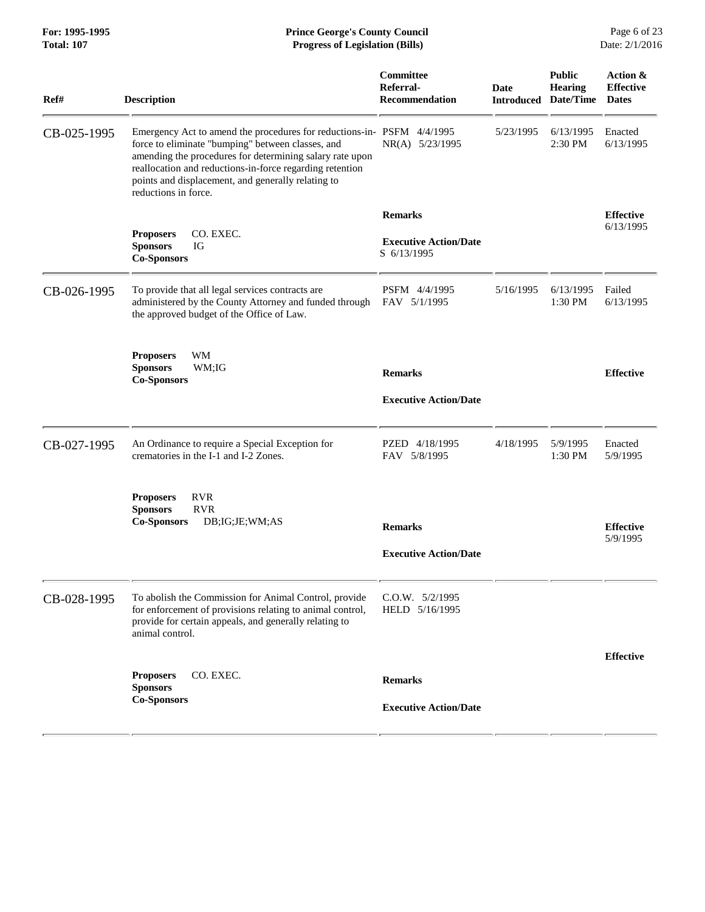| Ref# | Description | Committee Referral-Recommendation | Date Introduced | Public Hearing Date/Time | Action & Effective Dates |
|---|---|---|---|---|---|
| CB-025-1995 | Emergency Act to amend the procedures for reductions-in-force to eliminate "bumping" between classes, and amending the procedures for determining salary rate upon reallocation and reductions-in-force regarding retention points and displacement, and generally relating to reductions in force. | PSFM 4/4/1995<br>NR(A) 5/23/1995 | 5/23/1995 | 6/13/1995<br>2:30 PM | Enacted<br>6/13/1995 |
| | **Proposers** CO. EXEC.<br>**Sponsors** IG<br>**Co-Sponsors** | **Remarks**<br><br>**Executive Action/Date**<br>S 6/13/1995 | | | **Effective**<br>6/13/1995 |
| CB-026-1995 | To provide that all legal services contracts are administered by the County Attorney and funded through the approved budget of the Office of Law. | PSFM 4/4/1995<br>FAV 5/1/1995 | 5/16/1995 | 6/13/1995<br>1:30 PM | Failed<br>6/13/1995 |
| | **Proposers** WM<br>**Sponsors** WM;IG<br>**Co-Sponsors** | **Remarks**<br><br>**Executive Action/Date** | | | **Effective** |
| CB-027-1995 | An Ordinance to require a Special Exception for crematories in the I-1 and I-2 Zones. | PZED 4/18/1995<br>FAV 5/8/1995 | 4/18/1995 | 5/9/1995<br>1:30 PM | Enacted<br>5/9/1995 |
| | **Proposers** RVR<br>**Sponsors** RVR<br>**Co-Sponsors** DB;IG;JE;WM;AS | **Remarks**<br><br>**Executive Action/Date** | | | **Effective**<br>5/9/1995 |
| CB-028-1995 | To abolish the Commission for Animal Control, provide for enforcement of provisions relating to animal control, provide for certain appeals, and generally relating to animal control. | C.O.W. 5/2/1995<br>HELD 5/16/1995 | | | |
| | **Proposers** CO. EXEC.<br>**Sponsors**<br>**Co-Sponsors** | **Remarks**<br><br>**Executive Action/Date** | | | **Effective** |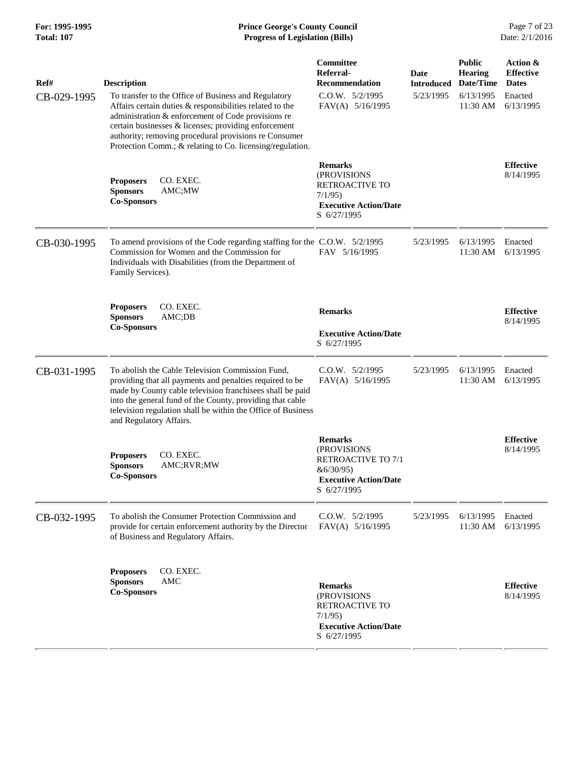| Ref# | Description | Committee Referral-Recommendation | Date Introduced | Public Hearing Date/Time | Action & Effective Dates |
|---|---|---|---|---|---|
| CB-029-1995 | To transfer to the Office of Business and Regulatory Affairs certain duties & responsibilities related to the administration & enforcement of Code provisions re certain businesses & licenses; providing enforcement authority; removing procedural provisions re Consumer Protection Comm.; & relating to Co. licensing/regulation. | C.O.W. 5/2/1995<br>FAV(A) 5/16/1995 | 5/23/1995 | 6/13/1995<br>11:30 AM | Enacted<br>6/13/1995 |
| | **Proposers** CO. EXEC.<br>**Sponsors** AMC;MW<br>**Co-Sponsors** | **Remarks**<br>(PROVISIONS RETROACTIVE TO 7/1/95)<br>**Executive Action/Date**<br>S 6/27/1995 | | | **Effective**<br>8/14/1995 |
| CB-030-1995 | To amend provisions of the Code regarding staffing for the Commission for Women and the Commission for Individuals with Disabilities (from the Department of Family Services). | C.O.W. 5/2/1995<br>FAV 5/16/1995 | 5/23/1995 | 6/13/1995<br>11:30 AM | Enacted<br>6/13/1995 |
| | **Proposers** CO. EXEC.<br>**Sponsors** AMC;DB<br>**Co-Sponsors** | **Remarks**<br>**Executive Action/Date**<br>S 6/27/1995 | | | **Effective**<br>8/14/1995 |
| CB-031-1995 | To abolish the Cable Television Commission Fund, providing that all payments and penalties required to be made by County cable television franchisees shall be paid into the general fund of the County, providing that cable television regulation shall be within the Office of Business and Regulatory Affairs. | C.O.W. 5/2/1995<br>FAV(A) 5/16/1995 | 5/23/1995 | 6/13/1995<br>11:30 AM | Enacted<br>6/13/1995 |
| | **Proposers** CO. EXEC.<br>**Sponsors** AMC;RVR;MW<br>**Co-Sponsors** | **Remarks**<br>(PROVISIONS RETROACTIVE TO 7/1 &6/30/95)<br>**Executive Action/Date**<br>S 6/27/1995 | | | **Effective**<br>8/14/1995 |
| CB-032-1995 | To abolish the Consumer Protection Commission and provide for certain enforcement authority by the Director of Business and Regulatory Affairs. | C.O.W. 5/2/1995<br>FAV(A) 5/16/1995 | 5/23/1995 | 6/13/1995<br>11:30 AM | Enacted<br>6/13/1995 |
| | **Proposers** CO. EXEC.<br>**Sponsors** AMC<br>**Co-Sponsors** | **Remarks**<br>(PROVISIONS RETROACTIVE TO 7/1/95)<br>**Executive Action/Date**<br>S 6/27/1995 | | | **Effective**<br>8/14/1995 |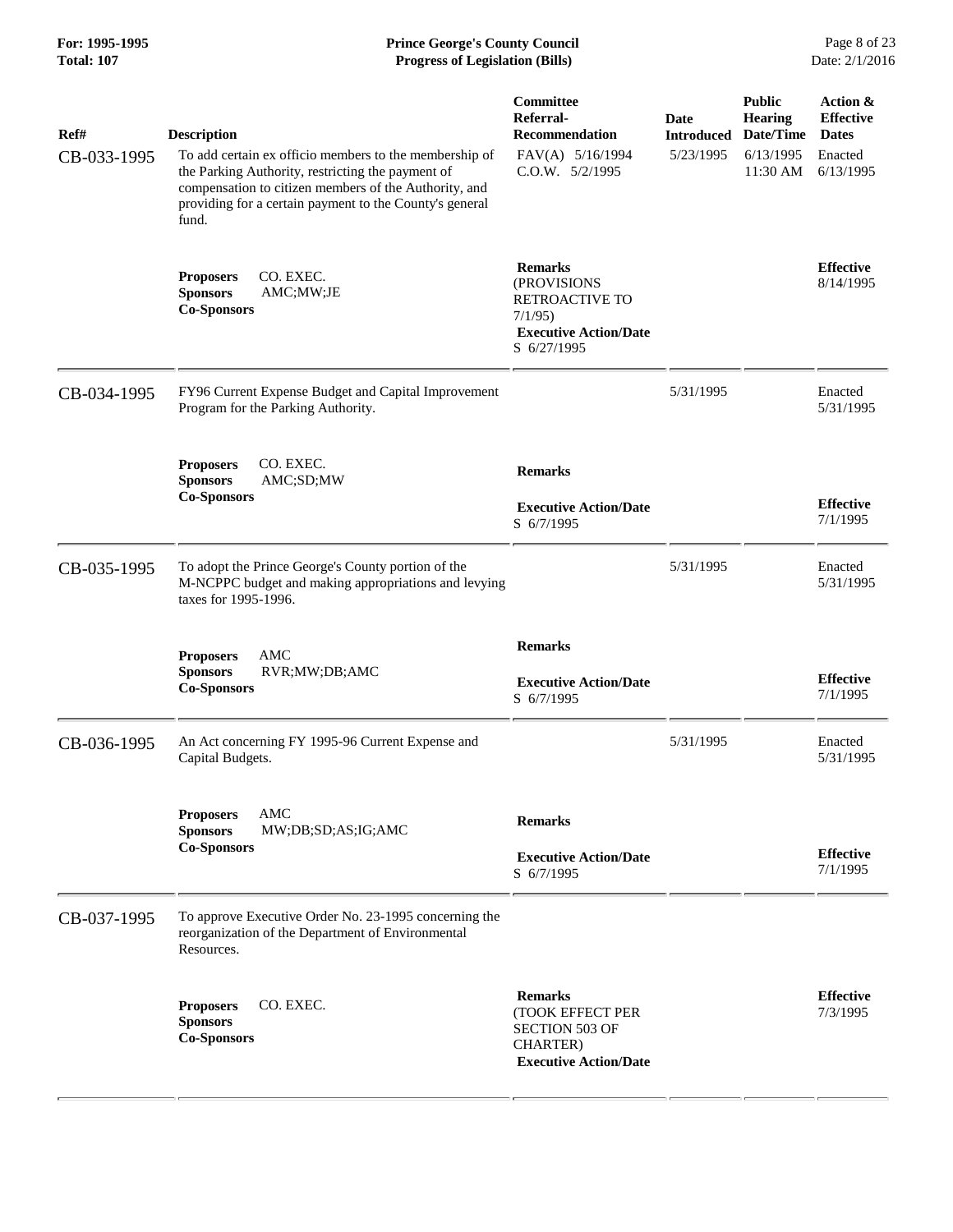| Ref# | Description | Committee Referral-Recommendation | Date Introduced | Public Hearing Date/Time | Action & Effective Dates |
|---|---|---|---|---|---|
| CB-033-1995 | To add certain ex officio members to the membership of the Parking Authority, restricting the payment of compensation to citizen members of the Authority, and providing for a certain payment to the County's general fund. | FAV(A) 5/16/1994<br>C.O.W. 5/2/1995 | 5/23/1995 | 6/13/1995 11:30 AM | Enacted 6/13/1995 |
| | **Proposers** CO. EXEC.<br>**Sponsors** AMC;MW;JE<br>**Co-Sponsors** | **Remarks**<br>(PROVISIONS RETROACTIVE TO 7/1/95)<br>**Executive Action/Date**<br>S 6/27/1995 | | | **Effective** 8/14/1995 |
| CB-034-1995 | FY96 Current Expense Budget and Capital Improvement Program for the Parking Authority. | | 5/31/1995 | | Enacted 5/31/1995 |
| | **Proposers** CO. EXEC.<br>**Sponsors** AMC;SD;MW<br>**Co-Sponsors** | **Remarks**<br>**Executive Action/Date**<br>S 6/7/1995 | | | **Effective** 7/1/1995 |
| CB-035-1995 | To adopt the Prince George's County portion of the M-NCPPC budget and making appropriations and levying taxes for 1995-1996. | | 5/31/1995 | | Enacted 5/31/1995 |
| | **Proposers** AMC<br>**Sponsors** RVR;MW;DB;AMC<br>**Co-Sponsors** | **Remarks**<br>**Executive Action/Date**<br>S 6/7/1995 | | | **Effective** 7/1/1995 |
| CB-036-1995 | An Act concerning FY 1995-96 Current Expense and Capital Budgets. | | 5/31/1995 | | Enacted 5/31/1995 |
| | **Proposers** AMC<br>**Sponsors** MW;DB;SD;AS;IG;AMC<br>**Co-Sponsors** | **Remarks**<br>**Executive Action/Date**<br>S 6/7/1995 | | | **Effective** 7/1/1995 |
| CB-037-1995 | To approve Executive Order No. 23-1995 concerning the reorganization of the Department of Environmental Resources. | | | | |
| | **Proposers** CO. EXEC.<br>**Sponsors**<br>**Co-Sponsors** | **Remarks**<br>(TOOK EFFECT PER SECTION 503 OF CHARTER)<br>**Executive Action/Date** | | | **Effective** 7/3/1995 |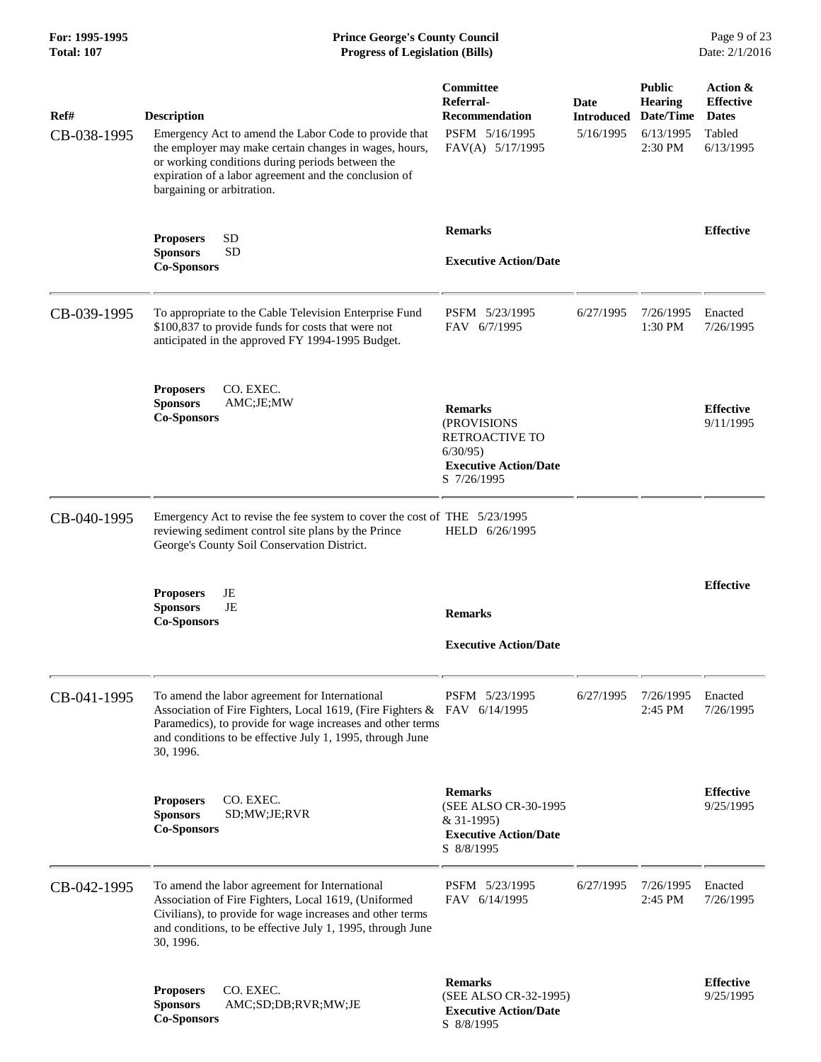| Ref# | Description | Committee Referral-Recommendation | Date Introduced | Public Hearing Date/Time | Action & Effective Dates |
|---|---|---|---|---|---|
| CB-038-1995 | Emergency Act to amend the Labor Code to provide that the employer may make certain changes in wages, hours, or working conditions during periods between the expiration of a labor agreement and the conclusion of bargaining or arbitration. | PSFM 5/16/1995<br>FAV(A) 5/17/1995 | 5/16/1995 | 6/13/1995<br>2:30 PM | Tabled<br>6/13/1995 |
| | **Proposers** SD<br>**Sponsors** SD<br>**Co-Sponsors** | **Remarks**<br><br>**Executive Action/Date** | | | **Effective** |
| CB-039-1995 | To appropriate to the Cable Television Enterprise Fund $100,837 to provide funds for costs that were not anticipated in the approved FY 1994-1995 Budget. | PSFM 5/23/1995<br>FAV 6/7/1995 | 6/27/1995 | 7/26/1995<br>1:30 PM | Enacted<br>7/26/1995 |
| | **Proposers** CO. EXEC.<br>**Sponsors** AMC;JE;MW<br>**Co-Sponsors** | **Remarks**<br>(PROVISIONS RETROACTIVE TO 6/30/95)<br>**Executive Action/Date**<br>S 7/26/1995 | | | **Effective**<br>9/11/1995 |
| CB-040-1995 | Emergency Act to revise the fee system to cover the cost of reviewing sediment control site plans by the Prince George's County Soil Conservation District. | THE 5/23/1995<br>HELD 6/26/1995 | | | |
| | **Proposers** JE<br>**Sponsors** JE<br>**Co-Sponsors** | **Remarks**<br><br>**Executive Action/Date** | | | **Effective** |
| CB-041-1995 | To amend the labor agreement for International Association of Fire Fighters, Local 1619, (Fire Fighters & Paramedics), to provide for wage increases and other terms and conditions to be effective July 1, 1995, through June 30, 1996. | PSFM 5/23/1995<br>FAV 6/14/1995 | 6/27/1995 | 7/26/1995<br>2:45 PM | Enacted<br>7/26/1995 |
| | **Proposers** CO. EXEC.<br>**Sponsors** SD;MW;JE;RVR<br>**Co-Sponsors** | **Remarks**<br>(SEE ALSO CR-30-1995 & 31-1995)<br>**Executive Action/Date**<br>S 8/8/1995 | | | **Effective**<br>9/25/1995 |
| CB-042-1995 | To amend the labor agreement for International Association of Fire Fighters, Local 1619, (Uniformed Civilians), to provide for wage increases and other terms and conditions, to be effective July 1, 1995, through June 30, 1996. | PSFM 5/23/1995<br>FAV 6/14/1995 | 6/27/1995 | 7/26/1995<br>2:45 PM | Enacted<br>7/26/1995 |
| | **Proposers** CO. EXEC.<br>**Sponsors** AMC;SD;DB;RVR;MW;JE<br>**Co-Sponsors** | **Remarks**<br>(SEE ALSO CR-32-1995)<br>**Executive Action/Date**<br>S 8/8/1995 | | | **Effective**<br>9/25/1995 |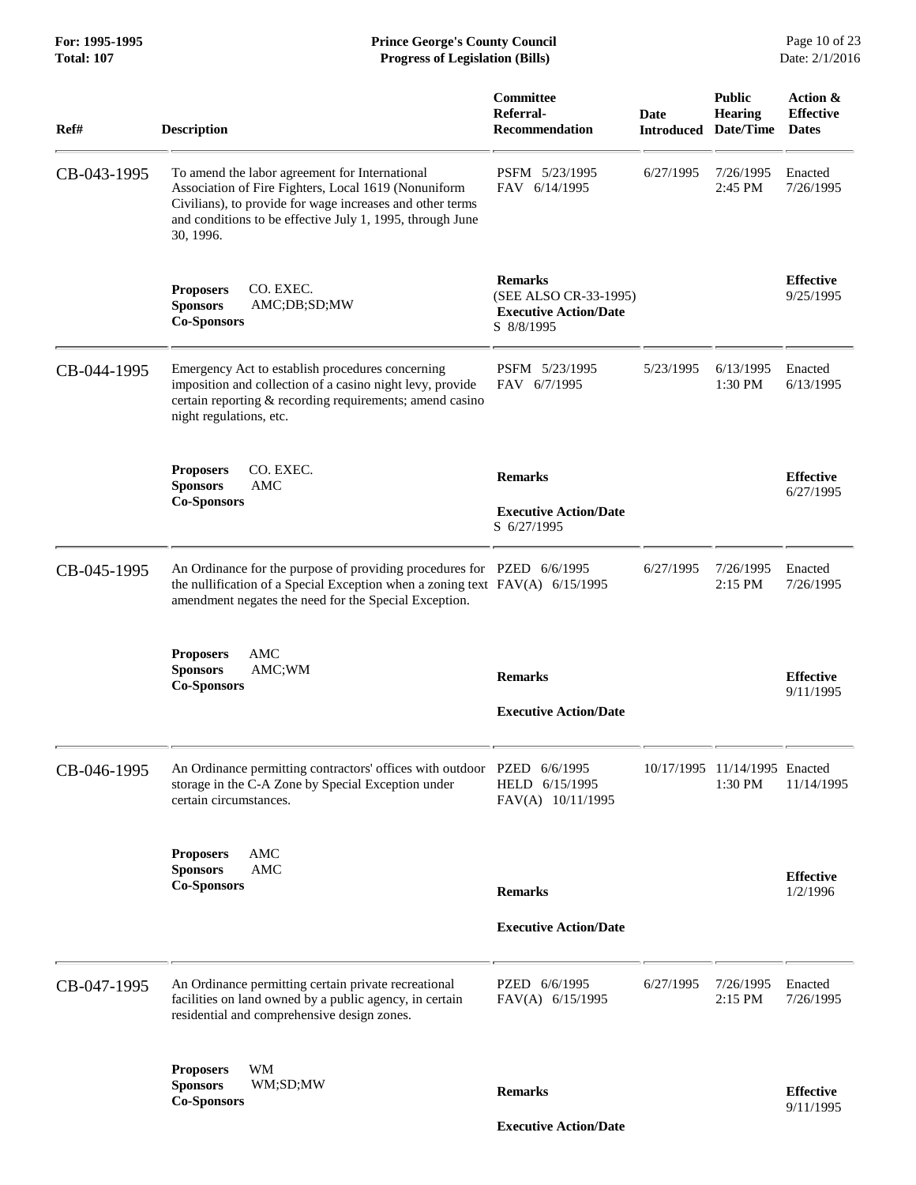**For: 1995-1995**
**Total: 107**

**Prince George's County Council**
**Progress of Legislation (Bills)**

Date: 2/1/2016

| Ref# | Description | Committee Referral-Recommendation | Date Introduced | Public Hearing Date/Time | Action & Effective Dates |
|---|---|---|---|---|---|
| CB-043-1995 | To amend the labor agreement for International Association of Fire Fighters, Local 1619 (Nonuniform Civilians), to provide for wage increases and other terms and conditions to be effective July 1, 1995, through June 30, 1996. | PSFM 5/23/1995<br>FAV 6/14/1995 | 6/27/1995 | 7/26/1995<br>2:45 PM | Enacted<br>7/26/1995 |
| | **Proposers** CO. EXEC.<br>**Sponsors** AMC;DB;SD;MW<br>**Co-Sponsors** | **Remarks**<br>(SEE ALSO CR-33-1995)<br>**Executive Action/Date**<br>S 8/8/1995 | | | **Effective**<br>9/25/1995 |
| CB-044-1995 | Emergency Act to establish procedures concerning imposition and collection of a casino night levy, provide certain reporting & recording requirements; amend casino night regulations, etc. | PSFM 5/23/1995<br>FAV 6/7/1995 | 5/23/1995 | 6/13/1995<br>1:30 PM | Enacted<br>6/13/1995 |
| | **Proposers** CO. EXEC.<br>**Sponsors** AMC<br>**Co-Sponsors** | **Remarks**<br>**Executive Action/Date**<br>S 6/27/1995 | | | **Effective**<br>6/27/1995 |
| CB-045-1995 | An Ordinance for the purpose of providing procedures for the nullification of a Special Exception when a zoning text amendment negates the need for the Special Exception. | PZED 6/6/1995<br>FAV(A) 6/15/1995 | 6/27/1995 | 7/26/1995<br>2:15 PM | Enacted<br>7/26/1995 |
| | **Proposers** AMC<br>**Sponsors** AMC;WM<br>**Co-Sponsors** | **Remarks**<br>**Executive Action/Date** | | | **Effective**<br>9/11/1995 |
| CB-046-1995 | An Ordinance permitting contractors' offices with outdoor storage in the C-A Zone by Special Exception under certain circumstances. | PZED 6/6/1995<br>HELD 6/15/1995<br>FAV(A) 10/11/1995 | 10/17/1995 | 11/14/1995<br>1:30 PM | Enacted<br>11/14/1995 |
| | **Proposers** AMC<br>**Sponsors** AMC<br>**Co-Sponsors** | **Remarks**<br>**Executive Action/Date** | | | **Effective**<br>1/2/1996 |
| CB-047-1995 | An Ordinance permitting certain private recreational facilities on land owned by a public agency, in certain residential and comprehensive design zones. | PZED 6/6/1995<br>FAV(A) 6/15/1995 | 6/27/1995 | 7/26/1995<br>2:15 PM | Enacted<br>7/26/1995 |
| | **Proposers** WM<br>**Sponsors** WM;SD;MW<br>**Co-Sponsors** | **Remarks**<br>**Executive Action/Date** | | | **Effective**<br>9/11/1995 |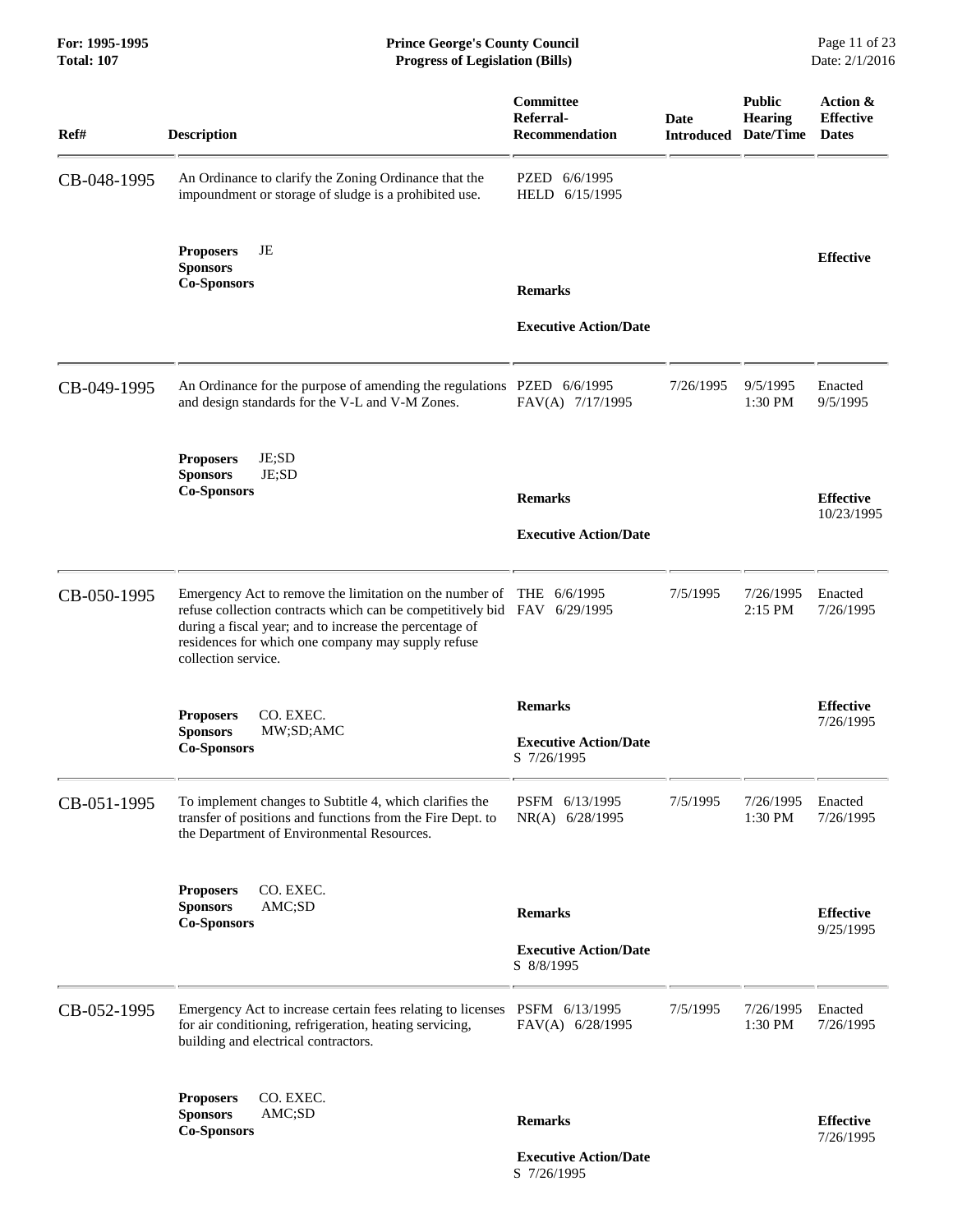**Prince George's County Council**
**Progress of Legislation (Bills)**

**For: 1995-1995**
**Total: 107**

Date: 2/1/2016

| Ref# | Description | Committee Referral-Recommendation | Date Introduced | Public Hearing Date/Time | Action & Effective Dates |
|---|---|---|---|---|---|
| CB-048-1995 | An Ordinance to clarify the Zoning Ordinance that the impoundment or storage of sludge is a prohibited use. | PZED 6/6/1995<br>HELD 6/15/1995 | | | |
| | **Proposers** JE<br>**Sponsors**<br>**Co-Sponsors** | **Remarks**<br><br>**Executive Action/Date** | | | **Effective** |
| CB-049-1995 | An Ordinance for the purpose of amending the regulations and design standards for the V-L and V-M Zones. | PZED 6/6/1995<br>FAV(A) 7/17/1995 | 7/26/1995 | 9/5/1995<br>1:30 PM | Enacted<br>9/5/1995 |
| | **Proposers** JE;SD<br>**Sponsors** JE;SD<br>**Co-Sponsors** | **Remarks**<br><br>**Executive Action/Date** | | | **Effective**<br>10/23/1995 |
| CB-050-1995 | Emergency Act to remove the limitation on the number of refuse collection contracts which can be competitively bid during a fiscal year; and to increase the percentage of residences for which one company may supply refuse collection service. | THE 6/6/1995<br>FAV 6/29/1995 | 7/5/1995 | 7/26/1995<br>2:15 PM | Enacted<br>7/26/1995 |
| | **Proposers** CO. EXEC.<br>**Sponsors** MW;SD;AMC<br>**Co-Sponsors** | **Remarks**<br><br>**Executive Action/Date**<br>S 7/26/1995 | | | **Effective**<br>7/26/1995 |
| CB-051-1995 | To implement changes to Subtitle 4, which clarifies the transfer of positions and functions from the Fire Dept. to the Department of Environmental Resources. | PSFM 6/13/1995<br>NR(A) 6/28/1995 | 7/5/1995 | 7/26/1995<br>1:30 PM | Enacted<br>7/26/1995 |
| | **Proposers** CO. EXEC.<br>**Sponsors** AMC;SD<br>**Co-Sponsors** | **Remarks**<br><br>**Executive Action/Date**<br>S 8/8/1995 | | | **Effective**<br>9/25/1995 |
| CB-052-1995 | Emergency Act to increase certain fees relating to licenses for air conditioning, refrigeration, heating servicing, building and electrical contractors. | PSFM 6/13/1995<br>FAV(A) 6/28/1995 | 7/5/1995 | 7/26/1995<br>1:30 PM | Enacted<br>7/26/1995 |
| | **Proposers** CO. EXEC.<br>**Sponsors** AMC;SD<br>**Co-Sponsors** | **Remarks**<br><br>**Executive Action/Date**<br>S 7/26/1995 | | | **Effective**<br>7/26/1995 |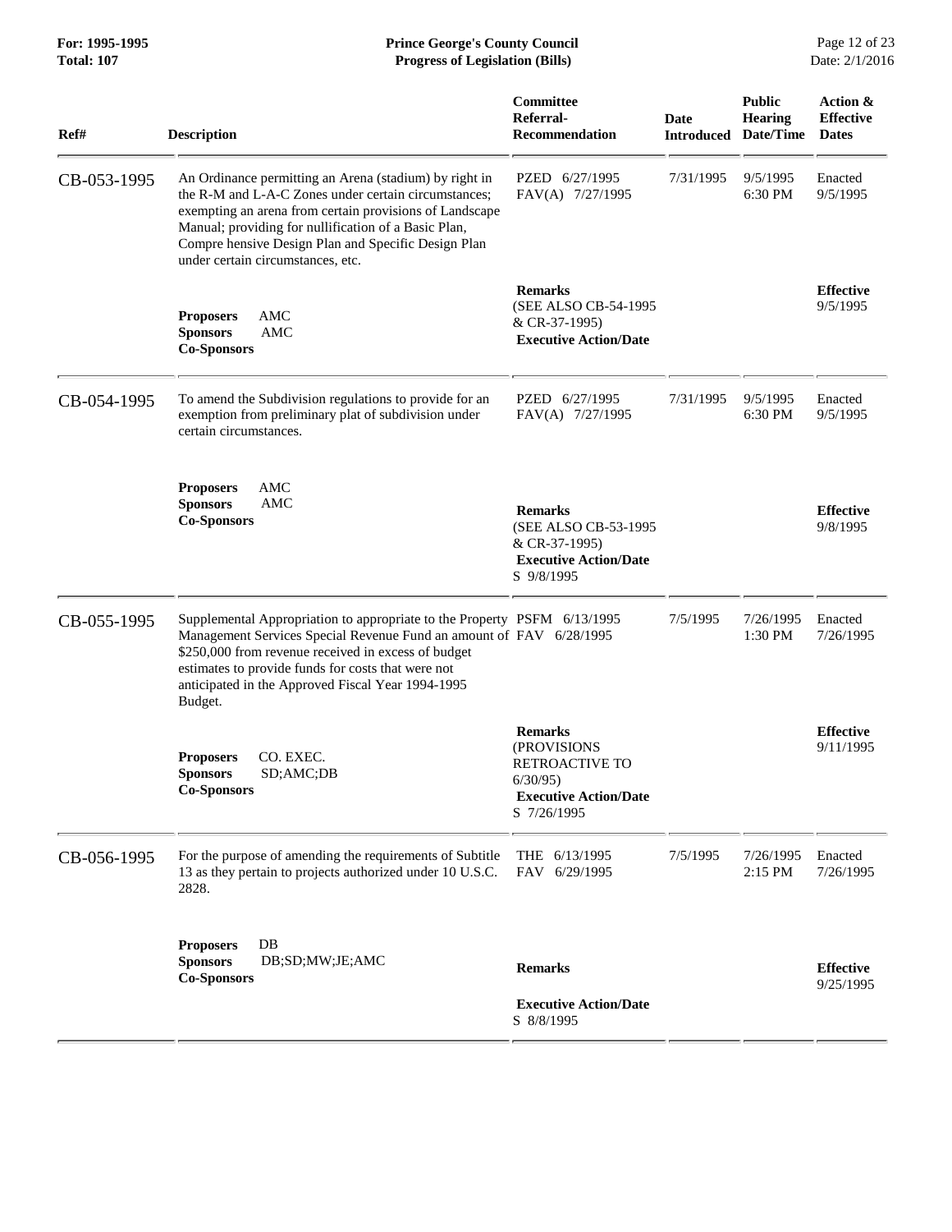**Prince George's County Council**
**Progress of Legislation (Bills)**

**For: 1995-1995**
**Total: 107**

Date: 2/1/2016

| Ref# | Description | Committee Referral-Recommendation | Date Introduced | Public Hearing Date/Time | Action & Effective Dates |
|---|---|---|---|---|---|
| CB-053-1995 | An Ordinance permitting an Arena (stadium) by right in the R-M and L-A-C Zones under certain circumstances; exempting an arena from certain provisions of Landscape Manual; providing for nullification of a Basic Plan, Compre hensive Design Plan and Specific Design Plan under certain circumstances, etc. | PZED 6/27/1995<br>FAV(A) 7/27/1995 | 7/31/1995 | 9/5/1995<br>6:30 PM | Enacted<br>9/5/1995 |
| | **Proposers** AMC<br>**Sponsors** AMC<br>**Co-Sponsors** | **Remarks**<br>(SEE ALSO CB-54-1995 & CR-37-1995)<br>**Executive Action/Date** | | | **Effective**<br>9/5/1995 |
| CB-054-1995 | To amend the Subdivision regulations to provide for an exemption from preliminary plat of subdivision under certain circumstances. | PZED 6/27/1995<br>FAV(A) 7/27/1995 | 7/31/1995 | 9/5/1995<br>6:30 PM | Enacted<br>9/5/1995 |
| | **Proposers** AMC<br>**Sponsors** AMC<br>**Co-Sponsors** | **Remarks**<br>(SEE ALSO CB-53-1995 & CR-37-1995)<br>**Executive Action/Date**<br>S 9/8/1995 | | | **Effective**<br>9/8/1995 |
| CB-055-1995 | Supplemental Appropriation to appropriate to the Property Management Services Special Revenue Fund an amount of $250,000 from revenue received in excess of budget estimates to provide funds for costs that were not anticipated in the Approved Fiscal Year 1994-1995 Budget. | PSFM 6/13/1995<br>FAV 6/28/1995 | 7/5/1995 | 7/26/1995<br>1:30 PM | Enacted<br>7/26/1995 |
| | **Proposers** CO. EXEC.<br>**Sponsors** SD;AMC;DB<br>**Co-Sponsors** | **Remarks**<br>(PROVISIONS RETROACTIVE TO 6/30/95)<br>**Executive Action/Date**<br>S 7/26/1995 | | | **Effective**<br>9/11/1995 |
| CB-056-1995 | For the purpose of amending the requirements of Subtitle 13 as they pertain to projects authorized under 10 U.S.C. 2828. | THE 6/13/1995<br>FAV 6/29/1995 | 7/5/1995 | 7/26/1995<br>2:15 PM | Enacted<br>7/26/1995 |
| | **Proposers** DB<br>**Sponsors** DB;SD;MW;JE;AMC<br>**Co-Sponsors** | **Remarks**<br>**Executive Action/Date**<br>S 8/8/1995 | | | **Effective**<br>9/25/1995 |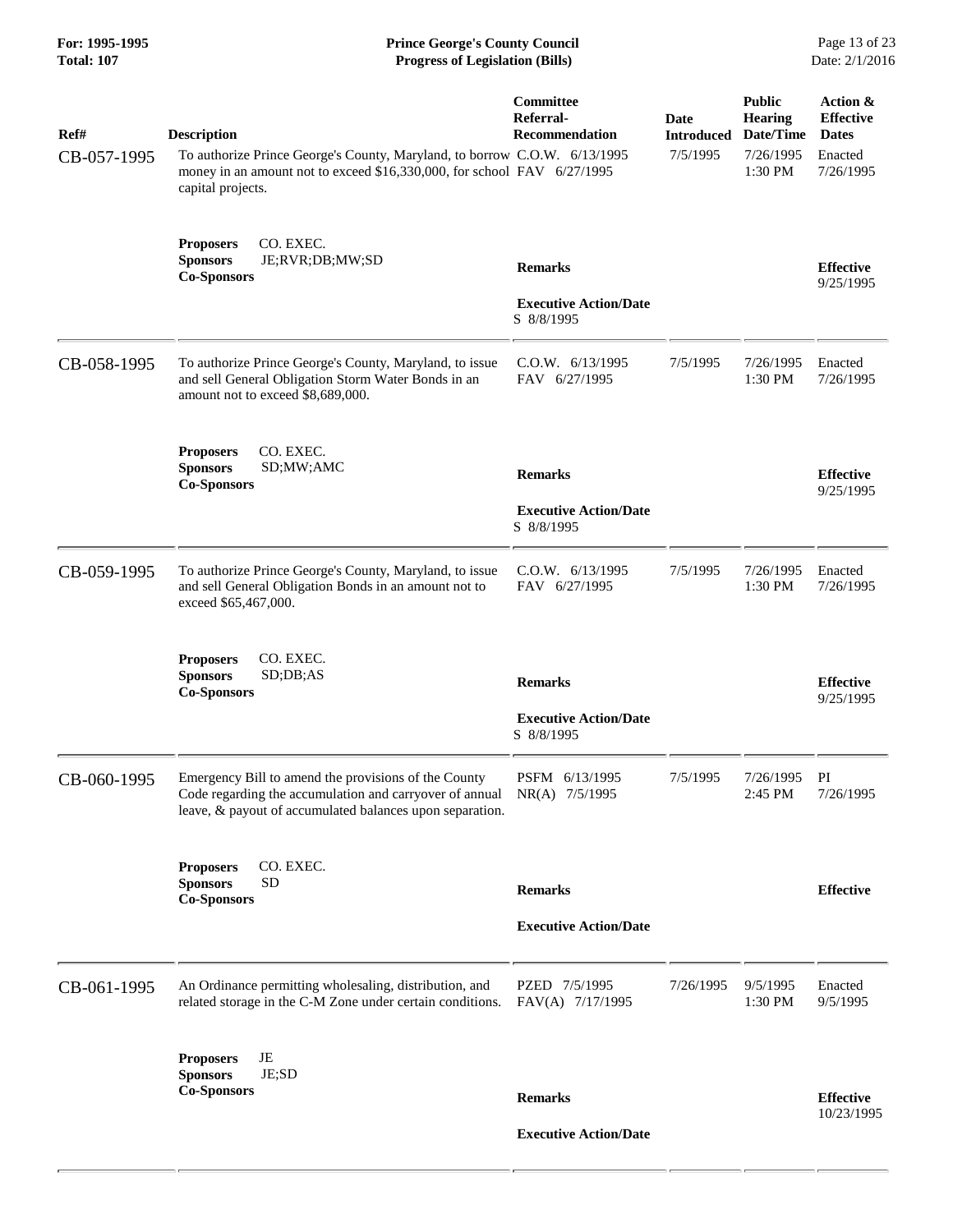**For: 1995-1995**
**Total: 107**

**Prince George's County Council**
**Progress of Legislation (Bills)**

Date: 2/1/2016

| Ref# | Description | Committee Referral-Recommendation | Date Introduced | Public Hearing Date/Time | Action & Effective Dates |
|---|---|---|---|---|---|
| CB-057-1995 | To authorize Prince George's County, Maryland, to borrow money in an amount not to exceed $16,330,000, for school capital projects. | C.O.W. 6/13/1995<br>FAV 6/27/1995 | 7/5/1995 | 7/26/1995<br>1:30 PM | Enacted<br>7/26/1995 |
| | **Proposers** CO. EXEC.<br>**Sponsors** JE;RVR;DB;MW;SD<br>**Co-Sponsors** | **Remarks**<br><br>**Executive Action/Date**<br>S 8/8/1995 | | | **Effective**<br>9/25/1995 |
| CB-058-1995 | To authorize Prince George's County, Maryland, to issue and sell General Obligation Storm Water Bonds in an amount not to exceed $8,689,000. | C.O.W. 6/13/1995<br>FAV 6/27/1995 | 7/5/1995 | 7/26/1995<br>1:30 PM | Enacted<br>7/26/1995 |
| | **Proposers** CO. EXEC.<br>**Sponsors** SD;MW;AMC<br>**Co-Sponsors** | **Remarks**<br><br>**Executive Action/Date**<br>S 8/8/1995 | | | **Effective**<br>9/25/1995 |
| CB-059-1995 | To authorize Prince George's County, Maryland, to issue and sell General Obligation Bonds in an amount not to exceed $65,467,000. | C.O.W. 6/13/1995<br>FAV 6/27/1995 | 7/5/1995 | 7/26/1995<br>1:30 PM | Enacted<br>7/26/1995 |
| | **Proposers** CO. EXEC.<br>**Sponsors** SD;DB;AS<br>**Co-Sponsors** | **Remarks**<br><br>**Executive Action/Date**<br>S 8/8/1995 | | | **Effective**<br>9/25/1995 |
| CB-060-1995 | Emergency Bill to amend the provisions of the County Code regarding the accumulation and carryover of annual leave, & payout of accumulated balances upon separation. | PSFM 6/13/1995<br>NR(A) 7/5/1995 | 7/5/1995 | 7/26/1995<br>2:45 PM | PI<br>7/26/1995 |
| | **Proposers** CO. EXEC.<br>**Sponsors** SD<br>**Co-Sponsors** | **Remarks**<br><br>**Executive Action/Date** | | | **Effective** |
| CB-061-1995 | An Ordinance permitting wholesaling, distribution, and related storage in the C-M Zone under certain conditions. | PZED 7/5/1995<br>FAV(A) 7/17/1995 | 7/26/1995 | 9/5/1995<br>1:30 PM | Enacted<br>9/5/1995 |
| | **Proposers** JE<br>**Sponsors** JE;SD<br>**Co-Sponsors** | **Remarks**<br><br>**Executive Action/Date** | | | **Effective**<br>10/23/1995 |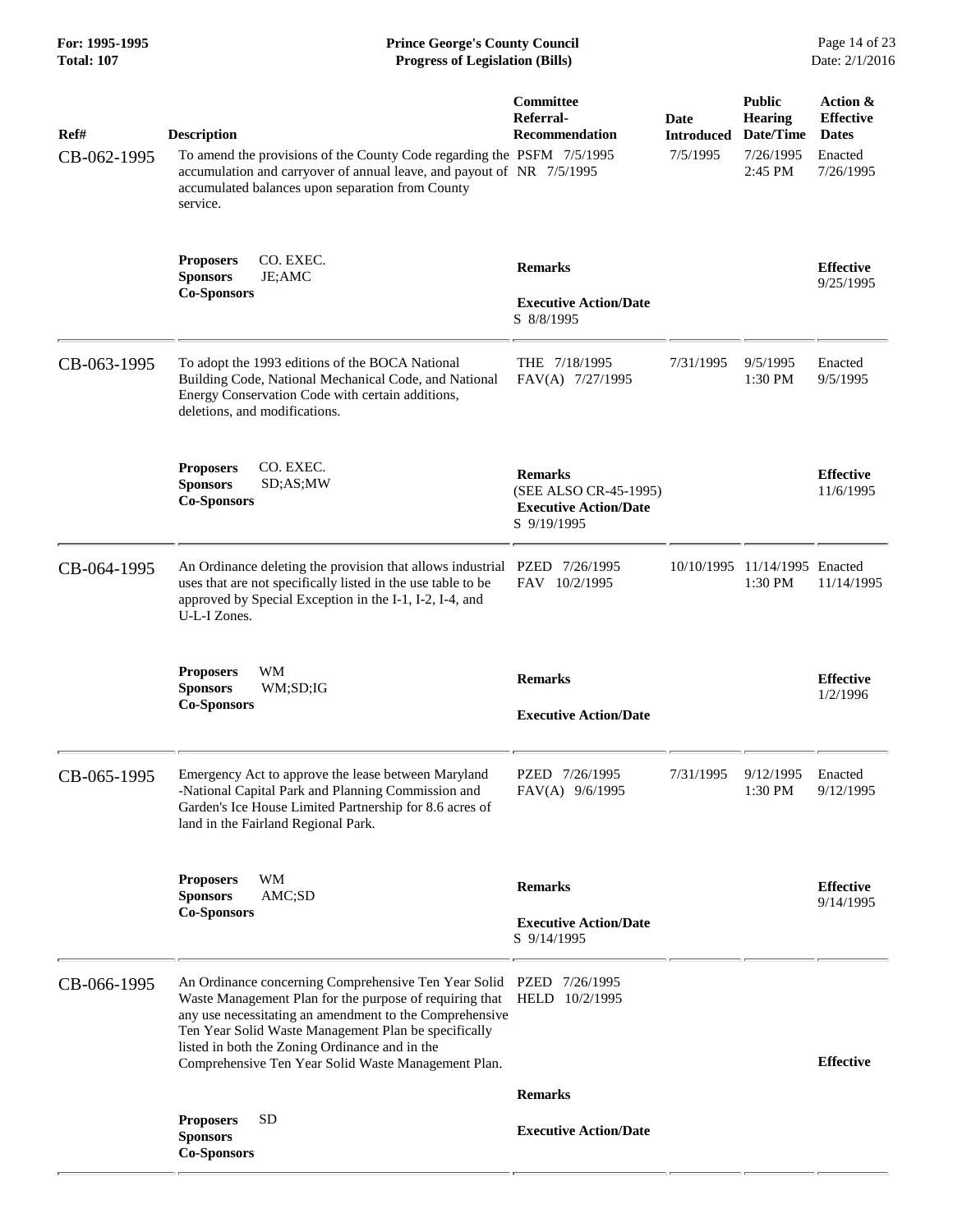| Ref# | Description | Committee Referral-Recommendation | Date Introduced | Public Hearing Date/Time | Action & Effective Dates |
|---|---|---|---|---|---|
| CB-062-1995 | To amend the provisions of the County Code regarding the accumulation and carryover of annual leave, and payout of accumulated balances upon separation from County service. | PSFM 7/5/1995<br>NR 7/5/1995 | 7/5/1995 | 7/26/1995<br>2:45 PM | Enacted<br>7/26/1995 |
| | **Proposers** CO. EXEC.<br>**Sponsors** JE;AMC<br>**Co-Sponsors** | **Remarks**<br><br>**Executive Action/Date**<br>S 8/8/1995 | | | **Effective**<br>9/25/1995 |
| CB-063-1995 | To adopt the 1993 editions of the BOCA National Building Code, National Mechanical Code, and National Energy Conservation Code with certain additions, deletions, and modifications. | THE 7/18/1995<br>FAV(A) 7/27/1995 | 7/31/1995 | 9/5/1995<br>1:30 PM | Enacted<br>9/5/1995 |
| | **Proposers** CO. EXEC.<br>**Sponsors** SD;AS;MW<br>**Co-Sponsors** | **Remarks**<br>(SEE ALSO CR-45-1995)<br>**Executive Action/Date**<br>S 9/19/1995 | | | **Effective**<br>11/6/1995 |
| CB-064-1995 | An Ordinance deleting the provision that allows industrial uses that are not specifically listed in the use table to be approved by Special Exception in the I-1, I-2, I-4, and U-L-I Zones. | PZED 7/26/1995<br>FAV 10/2/1995 | 10/10/1995 | 11/14/1995<br>1:30 PM | Enacted<br>11/14/1995 |
| | **Proposers** WM<br>**Sponsors** WM;SD;IG<br>**Co-Sponsors** | **Remarks**<br><br>**Executive Action/Date** | | | **Effective**<br>1/2/1996 |
| CB-065-1995 | Emergency Act to approve the lease between Maryland -National Capital Park and Planning Commission and Garden's Ice House Limited Partnership for 8.6 acres of land in the Fairland Regional Park. | PZED 7/26/1995<br>FAV(A) 9/6/1995 | 7/31/1995 | 9/12/1995<br>1:30 PM | Enacted<br>9/12/1995 |
| | **Proposers** WM<br>**Sponsors** AMC;SD<br>**Co-Sponsors** | **Remarks**<br><br>**Executive Action/Date**<br>S 9/14/1995 | | | **Effective**<br>9/14/1995 |
| CB-066-1995 | An Ordinance concerning Comprehensive Ten Year Solid Waste Management Plan for the purpose of requiring that any use necessitating an amendment to the Comprehensive Ten Year Solid Waste Management Plan be specifically listed in both the Zoning Ordinance and in the Comprehensive Ten Year Solid Waste Management Plan. | PZED 7/26/1995<br>HELD 10/2/1995 | | | **Effective** |
| | **Proposers** SD<br>**Sponsors**<br>**Co-Sponsors** | **Remarks**<br><br>**Executive Action/Date** | | | |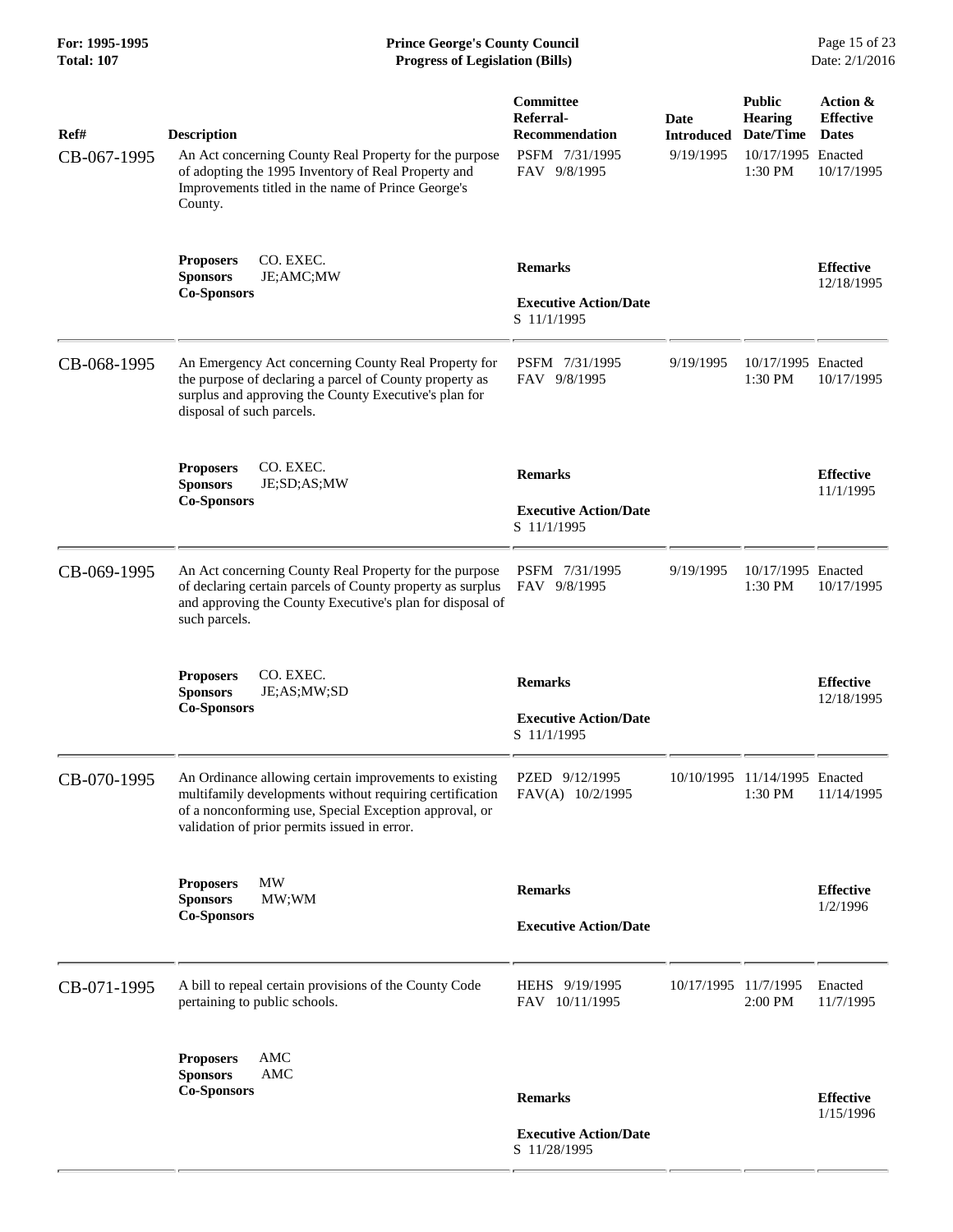| Ref# | Description | Committee Referral-Recommendation | Date Introduced | Public Hearing Date/Time | Action & Effective Dates |
|---|---|---|---|---|---|
| CB-067-1995 | An Act concerning County Real Property for the purpose of adopting the 1995 Inventory of Real Property and Improvements titled in the name of Prince George's County. | PSFM 7/31/1995<br>FAV 9/8/1995 | 9/19/1995 | 10/17/1995<br>1:30 PM | Enacted<br>10/17/1995 |
| | **Proposers** CO. EXEC.<br>**Sponsors** JE;AMC;MW<br>**Co-Sponsors** | **Remarks**<br><br>**Executive Action/Date**<br>S 11/1/1995 | | | **Effective**<br>12/18/1995 |
| CB-068-1995 | An Emergency Act concerning County Real Property for the purpose of declaring a parcel of County property as surplus and approving the County Executive's plan for disposal of such parcels. | PSFM 7/31/1995<br>FAV 9/8/1995 | 9/19/1995 | 10/17/1995<br>1:30 PM | Enacted<br>10/17/1995 |
| | **Proposers** CO. EXEC.<br>**Sponsors** JE;SD;AS;MW<br>**Co-Sponsors** | **Remarks**<br><br>**Executive Action/Date**<br>S 11/1/1995 | | | **Effective**<br>11/1/1995 |
| CB-069-1995 | An Act concerning County Real Property for the purpose of declaring certain parcels of County property as surplus and approving the County Executive's plan for disposal of such parcels. | PSFM 7/31/1995<br>FAV 9/8/1995 | 9/19/1995 | 10/17/1995<br>1:30 PM | Enacted<br>10/17/1995 |
| | **Proposers** CO. EXEC.<br>**Sponsors** JE;AS;MW;SD<br>**Co-Sponsors** | **Remarks**<br><br>**Executive Action/Date**<br>S 11/1/1995 | | | **Effective**<br>12/18/1995 |
| CB-070-1995 | An Ordinance allowing certain improvements to existing multifamily developments without requiring certification of a nonconforming use, Special Exception approval, or validation of prior permits issued in error. | PZED 9/12/1995<br>FAV(A) 10/2/1995 | 10/10/1995 | 11/14/1995<br>1:30 PM | Enacted<br>11/14/1995 |
| | **Proposers** MW<br>**Sponsors** MW;WM<br>**Co-Sponsors** | **Remarks**<br><br>**Executive Action/Date** | | | **Effective**<br>1/2/1996 |
| CB-071-1995 | A bill to repeal certain provisions of the County Code pertaining to public schools. | HEHS 9/19/1995<br>FAV 10/11/1995 | 10/17/1995 | 11/7/1995<br>2:00 PM | Enacted<br>11/7/1995 |
| | **Proposers** AMC<br>**Sponsors** AMC<br>**Co-Sponsors** | **Remarks**<br><br>**Executive Action/Date**<br>S 11/28/1995 | | | **Effective**<br>1/15/1996 |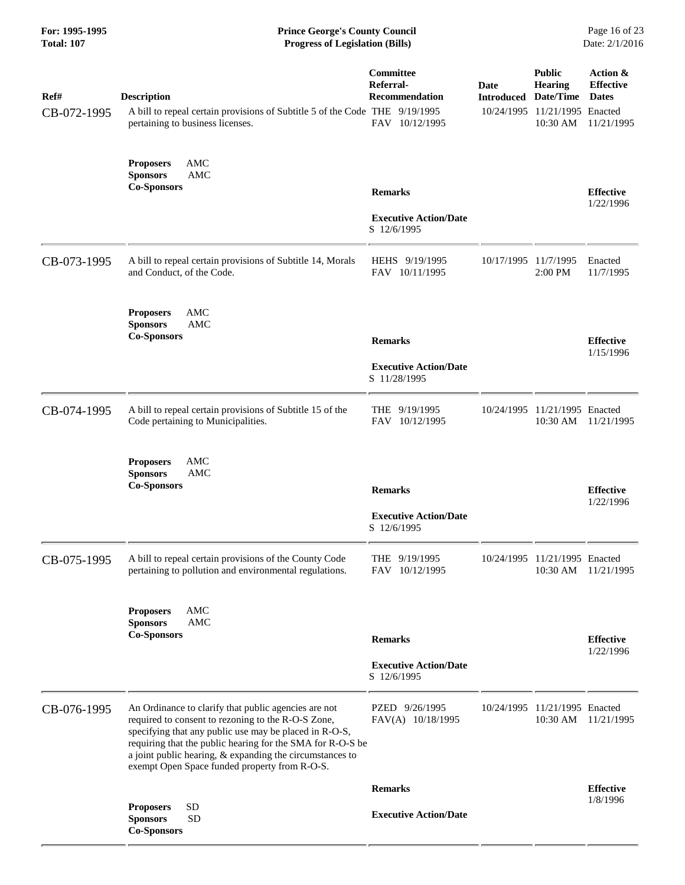| Ref# | Description | Committee Referral-Recommendation | Date Introduced | Public Hearing Date/Time | Action & Effective Dates |
|---|---|---|---|---|---|
| CB-072-1995 | A bill to repeal certain provisions of Subtitle 5 of the Code pertaining to business licenses. | THE 9/19/1995<br>FAV 10/12/1995 | 10/24/1995 | 11/21/1995<br>10:30 AM | Enacted<br>11/21/1995 |
| | **Proposers** AMC<br>**Sponsors** AMC<br>**Co-Sponsors** | **Remarks**<br><br>**Executive Action/Date**<br>S 12/6/1995 | | | **Effective**<br>1/22/1996 |
| CB-073-1995 | A bill to repeal certain provisions of Subtitle 14, Morals and Conduct, of the Code. | HEHS 9/19/1995<br>FAV 10/11/1995 | 10/17/1995 | 11/7/1995<br>2:00 PM | Enacted<br>11/7/1995 |
| | **Proposers** AMC<br>**Sponsors** AMC<br>**Co-Sponsors** | **Remarks**<br><br>**Executive Action/Date**<br>S 11/28/1995 | | | **Effective**<br>1/15/1996 |
| CB-074-1995 | A bill to repeal certain provisions of Subtitle 15 of the Code pertaining to Municipalities. | THE 9/19/1995<br>FAV 10/12/1995 | 10/24/1995 | 11/21/1995<br>10:30 AM | Enacted<br>11/21/1995 |
| | **Proposers** AMC<br>**Sponsors** AMC<br>**Co-Sponsors** | **Remarks**<br><br>**Executive Action/Date**<br>S 12/6/1995 | | | **Effective**<br>1/22/1996 |
| CB-075-1995 | A bill to repeal certain provisions of the County Code pertaining to pollution and environmental regulations. | THE 9/19/1995<br>FAV 10/12/1995 | 10/24/1995 | 11/21/1995<br>10:30 AM | Enacted<br>11/21/1995 |
| | **Proposers** AMC<br>**Sponsors** AMC<br>**Co-Sponsors** | **Remarks**<br><br>**Executive Action/Date**<br>S 12/6/1995 | | | **Effective**<br>1/22/1996 |
| CB-076-1995 | An Ordinance to clarify that public agencies are not required to consent to rezoning to the R-O-S Zone, specifying that any public use may be placed in R-O-S, requiring that the public hearing for the SMA for R-O-S be a joint public hearing, & expanding the circumstances to exempt Open Space funded property from R-O-S. | PZED 9/26/1995<br>FAV(A) 10/18/1995 | 10/24/1995 | 11/21/1995<br>10:30 AM | Enacted<br>11/21/1995 |
| | **Proposers** SD<br>**Sponsors** SD<br>**Co-Sponsors** | **Remarks**<br><br>**Executive Action/Date** | | | **Effective**<br>1/8/1996 |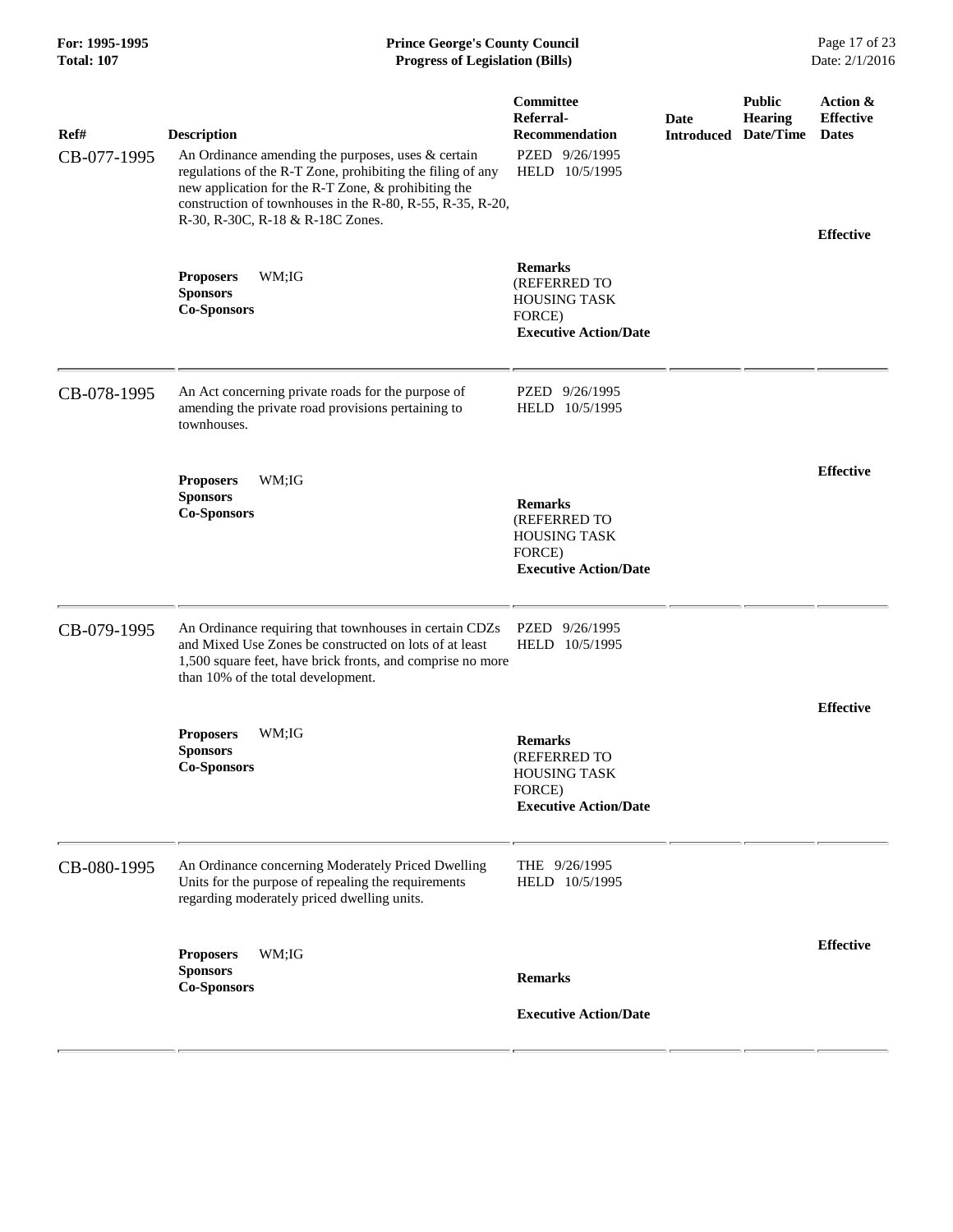| Ref# | Description | Committee Referral-Recommendation | Date Introduced | Public Hearing Date/Time | Action & Effective Dates |
|---|---|---|---|---|---|
| CB-077-1995 | An Ordinance amending the purposes, uses & certain regulations of the R-T Zone, prohibiting the filing of any new application for the R-T Zone, & prohibiting the construction of townhouses in the R-80, R-55, R-35, R-20, R-30, R-30C, R-18 & R-18C Zones.<br>**Proposers** WM;IG<br>**Sponsors**<br>**Co-Sponsors** | PZED 9/26/1995<br>HELD 10/5/1995<br>**Remarks**<br>(REFERRED TO HOUSING TASK FORCE)<br>**Executive Action/Date** | | | **Effective** |
| CB-078-1995 | An Act concerning private roads for the purpose of amending the private road provisions pertaining to townhouses.<br>**Proposers** WM;IG<br>**Sponsors**<br>**Co-Sponsors** | PZED 9/26/1995<br>HELD 10/5/1995<br>**Remarks**<br>(REFERRED TO HOUSING TASK FORCE)<br>**Executive Action/Date** | | | **Effective** |
| CB-079-1995 | An Ordinance requiring that townhouses in certain CDZs and Mixed Use Zones be constructed on lots of at least 1,500 square feet, have brick fronts, and comprise no more than 10% of the total development.<br>**Proposers** WM;IG<br>**Sponsors**<br>**Co-Sponsors** | PZED 9/26/1995<br>HELD 10/5/1995<br>**Remarks**<br>(REFERRED TO HOUSING TASK FORCE)<br>**Executive Action/Date** | | | **Effective** |
| CB-080-1995 | An Ordinance concerning Moderately Priced Dwelling Units for the purpose of repealing the requirements regarding moderately priced dwelling units.<br>**Proposers** WM;IG<br>**Sponsors**<br>**Co-Sponsors** | THE 9/26/1995<br>HELD 10/5/1995<br>**Remarks**<br>**Executive Action/Date** | | | **Effective** |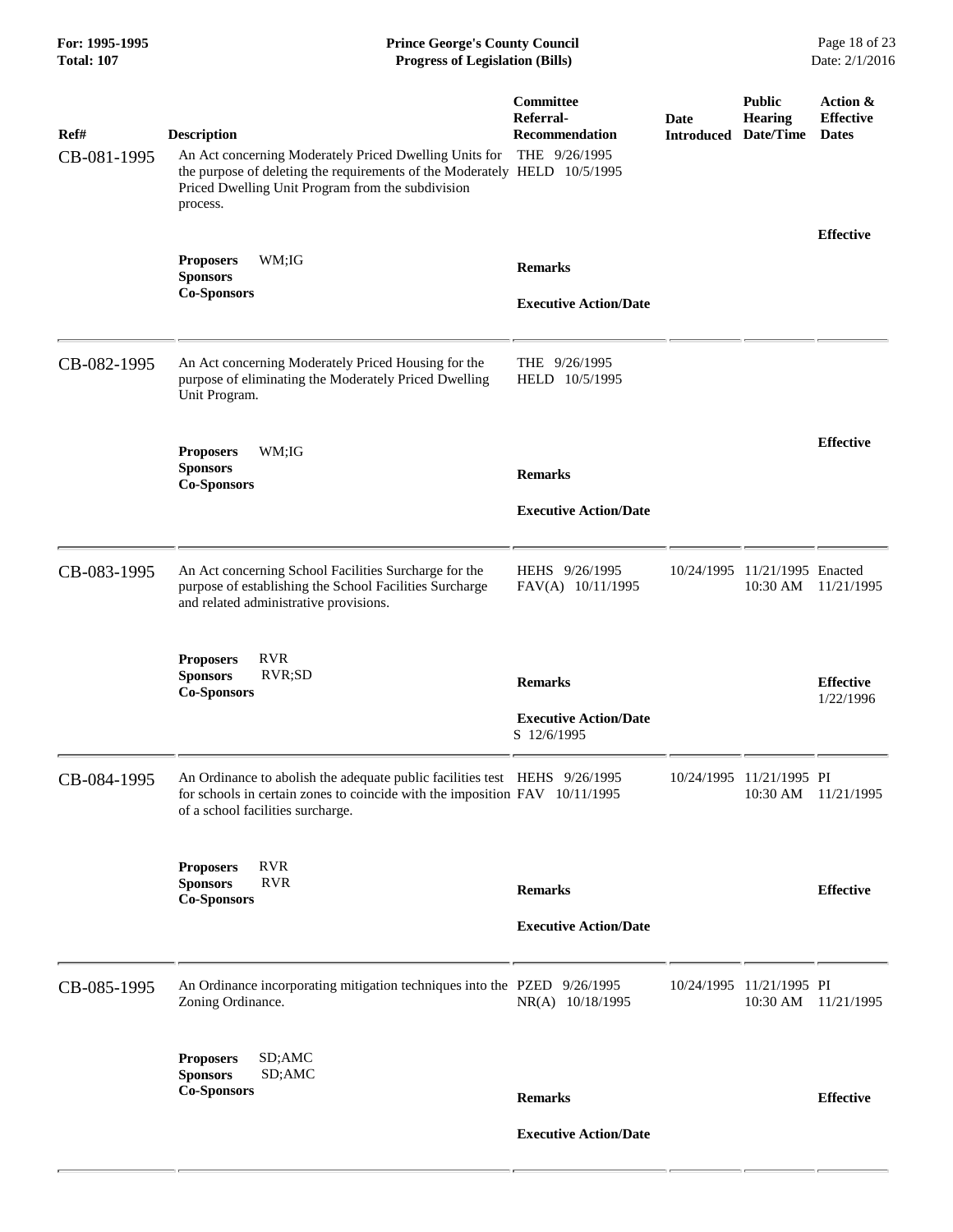| Ref# | Description | Committee Referral-Recommendation | Date Introduced | Public Hearing Date/Time | Action & Effective Dates |
|---|---|---|---|---|---|
| CB-081-1995 | An Act concerning Moderately Priced Dwelling Units for the purpose of deleting the requirements of the Moderately Priced Dwelling Unit Program from the subdivision process. | THE 9/26/1995<br>HELD 10/5/1995 | | | |
| | **Proposers** WM;IG<br>**Sponsors**<br>**Co-Sponsors** | **Remarks**<br><br>**Executive Action/Date** | | | **Effective** |
| CB-082-1995 | An Act concerning Moderately Priced Housing for the purpose of eliminating the Moderately Priced Dwelling Unit Program. | THE 9/26/1995<br>HELD 10/5/1995 | | | |
| | **Proposers** WM;IG<br>**Sponsors**<br>**Co-Sponsors** | **Remarks**<br><br>**Executive Action/Date** | | | **Effective** |
| CB-083-1995 | An Act concerning School Facilities Surcharge for the purpose of establishing the School Facilities Surcharge and related administrative provisions. | HEHS 9/26/1995<br>FAV(A) 10/11/1995 | 10/24/1995 | 11/21/1995 10:30 AM | Enacted 11/21/1995 |
| | **Proposers** RVR<br>**Sponsors** RVR;SD<br>**Co-Sponsors** | **Remarks**<br><br>**Executive Action/Date**<br>S 12/6/1995 | | | **Effective** 1/22/1996 |
| CB-084-1995 | An Ordinance to abolish the adequate public facilities test for schools in certain zones to coincide with the imposition of a school facilities surcharge. | HEHS 9/26/1995<br>FAV 10/11/1995 | 10/24/1995 | 11/21/1995 10:30 AM | PI 11/21/1995 |
| | **Proposers** RVR<br>**Sponsors** RVR<br>**Co-Sponsors** | **Remarks**<br><br>**Executive Action/Date** | | | **Effective** |
| CB-085-1995 | An Ordinance incorporating mitigation techniques into the Zoning Ordinance. | PZED 9/26/1995<br>NR(A) 10/18/1995 | 10/24/1995 | 11/21/1995 10:30 AM | PI 11/21/1995 |
| | **Proposers** SD;AMC<br>**Sponsors** SD;AMC<br>**Co-Sponsors** | **Remarks**<br><br>**Executive Action/Date** | | | **Effective** |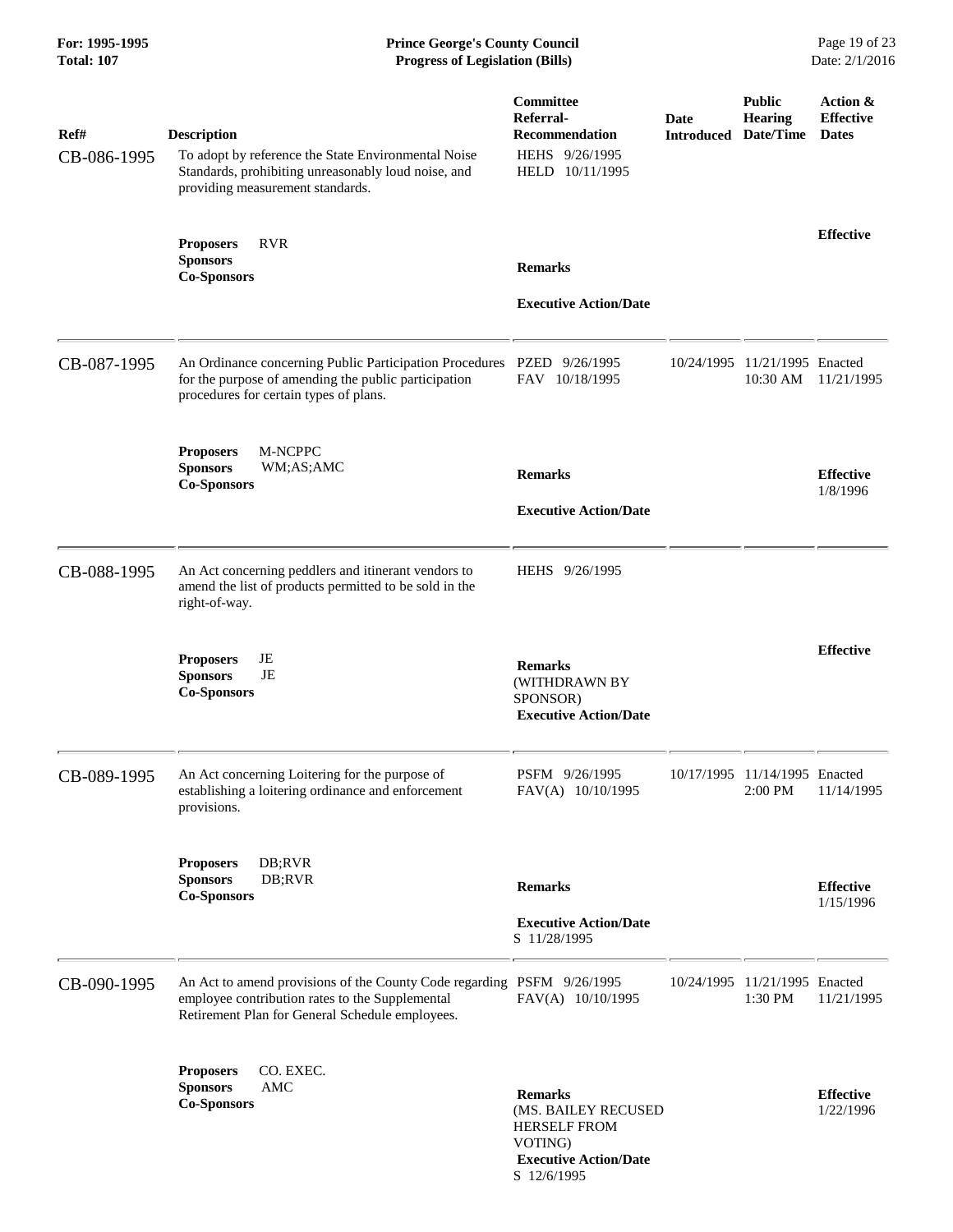| Ref# | Description | Committee Referral-Recommendation | Date Introduced | Public Hearing Date/Time | Action & Effective Dates |
|---|---|---|---|---|---|
| CB-086-1995 | To adopt by reference the State Environmental Noise Standards, prohibiting unreasonably loud noise, and providing measurement standards. | HEHS 9/26/1995<br>HELD 10/11/1995 | | | |
| | **Proposers** RVR<br>**Sponsors**<br>**Co-Sponsors** | **Remarks**<br><br>**Executive Action/Date** | | | **Effective** |
| CB-087-1995 | An Ordinance concerning Public Participation Procedures for the purpose of amending the public participation procedures for certain types of plans. | PZED 9/26/1995<br>FAV 10/18/1995 | 10/24/1995 | 11/21/1995 10:30 AM | Enacted 11/21/1995 |
| | **Proposers** M-NCPPC<br>**Sponsors** WM;AS;AMC<br>**Co-Sponsors** | **Remarks**<br><br>**Executive Action/Date** | | | **Effective** 1/8/1996 |
| CB-088-1995 | An Act concerning peddlers and itinerant vendors to amend the list of products permitted to be sold in the right-of-way. | HEHS 9/26/1995 | | | |
| | **Proposers** JE<br>**Sponsors** JE<br>**Co-Sponsors** | **Remarks**<br>(WITHDRAWN BY SPONSOR)<br>**Executive Action/Date** | | | **Effective** |
| CB-089-1995 | An Act concerning Loitering for the purpose of establishing a loitering ordinance and enforcement provisions. | PSFM 9/26/1995<br>FAV(A) 10/10/1995 | 10/17/1995 | 11/14/1995 2:00 PM | Enacted 11/14/1995 |
| | **Proposers** DB;RVR<br>**Sponsors** DB;RVR<br>**Co-Sponsors** | **Remarks**<br><br>**Executive Action/Date**<br>S 11/28/1995 | | | **Effective** 1/15/1996 |
| CB-090-1995 | An Act to amend provisions of the County Code regarding employee contribution rates to the Supplemental Retirement Plan for General Schedule employees. | PSFM 9/26/1995<br>FAV(A) 10/10/1995 | 10/24/1995 | 11/21/1995 1:30 PM | Enacted 11/21/1995 |
| | **Proposers** CO. EXEC.<br>**Sponsors** AMC<br>**Co-Sponsors** | **Remarks**<br>(MS. BAILEY RECUSED HERSELF FROM VOTING)<br>**Executive Action/Date**<br>S 12/6/1995 | | | **Effective** 1/22/1996 |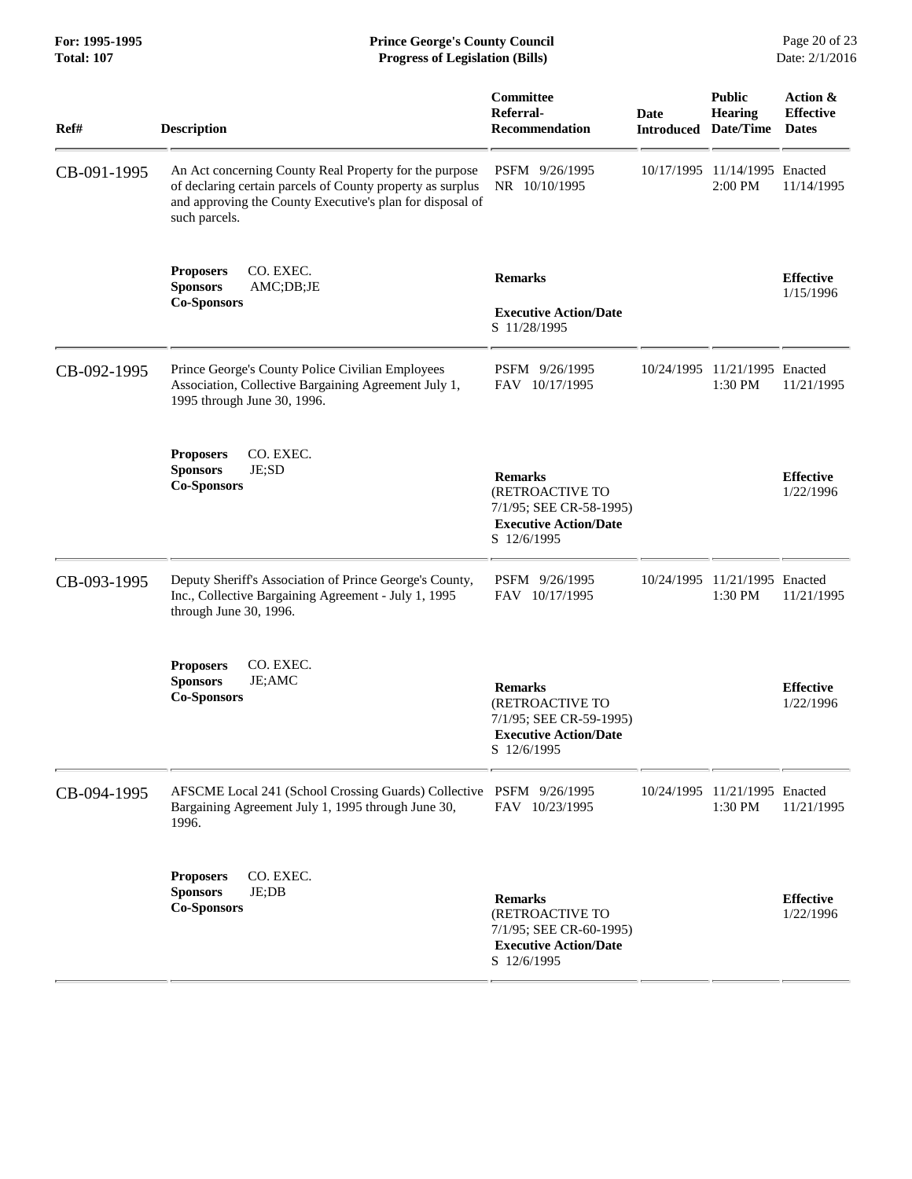| Ref# | Description | Committee Referral-Recommendation | Date Introduced | Public Hearing Date/Time | Action & Effective Dates |
|---|---|---|---|---|---|
| CB-091-1995 | An Act concerning County Real Property for the purpose of declaring certain parcels of County property as surplus and approving the County Executive's plan for disposal of such parcels. | PSFM 9/26/1995<br>NR 10/10/1995 | 10/17/1995 | 11/14/1995<br>2:00 PM | Enacted<br>11/14/1995 |
| | **Proposers** CO. EXEC.<br>**Sponsors** AMC;DB;JE<br>**Co-Sponsors** | **Remarks**<br><br>**Executive Action/Date**<br>S 11/28/1995 | | | **Effective**<br>1/15/1996 |
| CB-092-1995 | Prince George's County Police Civilian Employees Association, Collective Bargaining Agreement July 1, 1995 through June 30, 1996. | PSFM 9/26/1995<br>FAV 10/17/1995 | 10/24/1995 | 11/21/1995<br>1:30 PM | Enacted<br>11/21/1995 |
| | **Proposers** CO. EXEC.<br>**Sponsors** JE;SD<br>**Co-Sponsors** | **Remarks**<br>(RETROACTIVE TO 7/1/95; SEE CR-58-1995)<br>**Executive Action/Date**<br>S 12/6/1995 | | | **Effective**<br>1/22/1996 |
| CB-093-1995 | Deputy Sheriff's Association of Prince George's County, Inc., Collective Bargaining Agreement - July 1, 1995 through June 30, 1996. | PSFM 9/26/1995<br>FAV 10/17/1995 | 10/24/1995 | 11/21/1995<br>1:30 PM | Enacted<br>11/21/1995 |
| | **Proposers** CO. EXEC.<br>**Sponsors** JE;AMC<br>**Co-Sponsors** | **Remarks**<br>(RETROACTIVE TO 7/1/95; SEE CR-59-1995)<br>**Executive Action/Date**<br>S 12/6/1995 | | | **Effective**<br>1/22/1996 |
| CB-094-1995 | AFSCME Local 241 (School Crossing Guards) Collective Bargaining Agreement July 1, 1995 through June 30, 1996. | PSFM 9/26/1995<br>FAV 10/23/1995 | 10/24/1995 | 11/21/1995<br>1:30 PM | Enacted<br>11/21/1995 |
| | **Proposers** CO. EXEC.<br>**Sponsors** JE;DB<br>**Co-Sponsors** | **Remarks**<br>(RETROACTIVE TO 7/1/95; SEE CR-60-1995)<br>**Executive Action/Date**<br>S 12/6/1995 | | | **Effective**<br>1/22/1996 |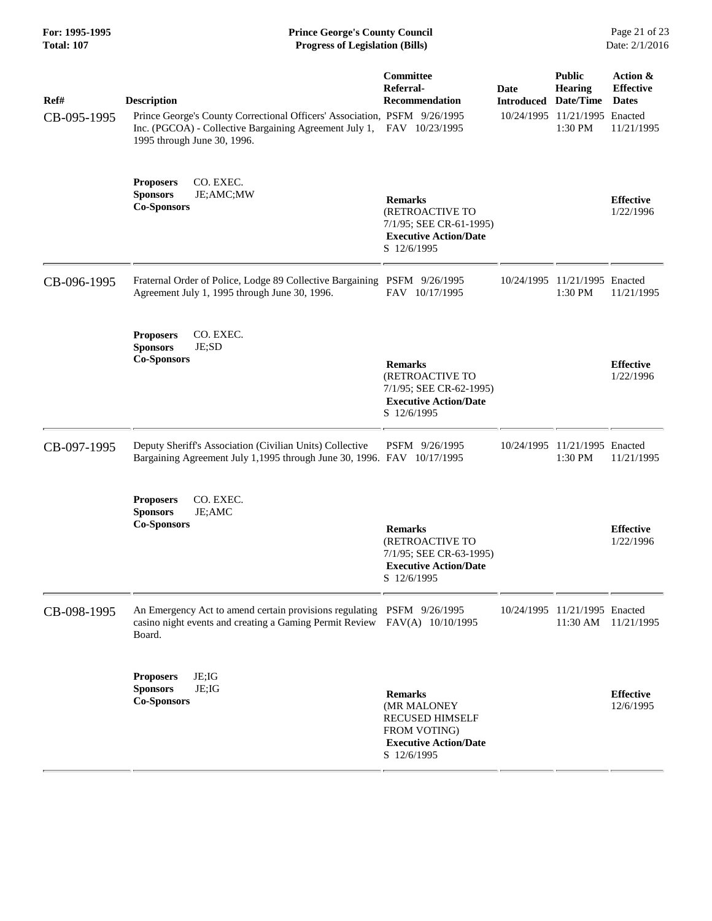| Ref# | Description | Committee Referral-Recommendation | Date Introduced | Public Hearing Date/Time | Action & Effective Dates |
|---|---|---|---|---|---|
| CB-095-1995 | Prince George's County Correctional Officers' Association, Inc. (PGCOA) - Collective Bargaining Agreement July 1, 1995 through June 30, 1996. | PSFM 9/26/1995<br>FAV 10/23/1995 | 10/24/1995 | 11/21/1995<br>1:30 PM | Enacted<br>11/21/1995 |
| | **Proposers** CO. EXEC.<br>**Sponsors** JE;AMC;MW<br>**Co-Sponsors** | **Remarks**<br>(RETROACTIVE TO 7/1/95; SEE CR-61-1995)<br>**Executive Action/Date**<br>S 12/6/1995 | | | **Effective**<br>1/22/1996 |
| CB-096-1995 | Fraternal Order of Police, Lodge 89 Collective Bargaining Agreement July 1, 1995 through June 30, 1996. | PSFM 9/26/1995<br>FAV 10/17/1995 | 10/24/1995 | 11/21/1995<br>1:30 PM | Enacted<br>11/21/1995 |
| | **Proposers** CO. EXEC.<br>**Sponsors** JE;SD<br>**Co-Sponsors** | **Remarks**<br>(RETROACTIVE TO 7/1/95; SEE CR-62-1995)<br>**Executive Action/Date**<br>S 12/6/1995 | | | **Effective**<br>1/22/1996 |
| CB-097-1995 | Deputy Sheriff's Association (Civilian Units) Collective Bargaining Agreement July 1,1995 through June 30, 1996. | PSFM 9/26/1995<br>FAV 10/17/1995 | 10/24/1995 | 11/21/1995<br>1:30 PM | Enacted<br>11/21/1995 |
| | **Proposers** CO. EXEC.<br>**Sponsors** JE;AMC<br>**Co-Sponsors** | **Remarks**<br>(RETROACTIVE TO 7/1/95; SEE CR-63-1995)<br>**Executive Action/Date**<br>S 12/6/1995 | | | **Effective**<br>1/22/1996 |
| CB-098-1995 | An Emergency Act to amend certain provisions regulating casino night events and creating a Gaming Permit Review Board. | PSFM 9/26/1995<br>FAV(A) 10/10/1995 | 10/24/1995 | 11/21/1995<br>11:30 AM | Enacted<br>11/21/1995 |
| | **Proposers** JE;IG<br>**Sponsors** JE;IG<br>**Co-Sponsors** | **Remarks**<br>(MR MALONEY RECUSED HIMSELF FROM VOTING)<br>**Executive Action/Date**<br>S 12/6/1995 | | | **Effective**<br>12/6/1995 |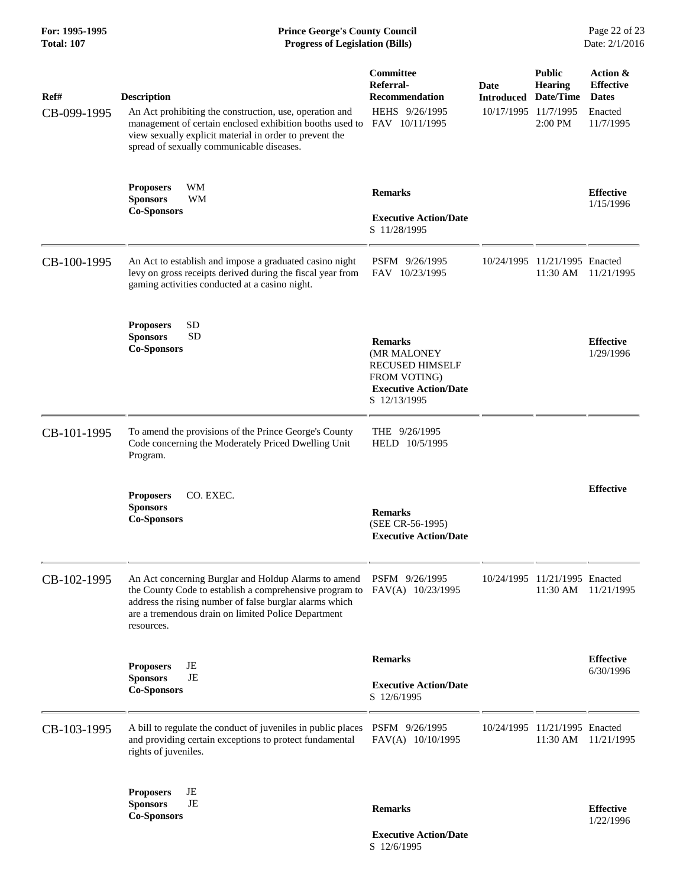| Ref# | Description | Committee Referral-Recommendation | Date Introduced | Public Hearing Date/Time | Action & Effective Dates |
|---|---|---|---|---|---|
| CB-099-1995 | An Act prohibiting the construction, use, operation and management of certain enclosed exhibition booths used to view sexually explicit material in order to prevent the spread of sexually communicable diseases. | HEHS 9/26/1995<br>FAV 10/11/1995 | 10/17/1995 | 11/7/1995<br>2:00 PM | Enacted<br>11/7/1995 |
| | **Proposers** WM<br>**Sponsors** WM<br>**Co-Sponsors** | **Remarks**<br><br>**Executive Action/Date**<br>S 11/28/1995 | | | **Effective**<br>1/15/1996 |
| CB-100-1995 | An Act to establish and impose a graduated casino night levy on gross receipts derived during the fiscal year from gaming activities conducted at a casino night. | PSFM 9/26/1995<br>FAV 10/23/1995 | 10/24/1995 | 11/21/1995<br>11:30 AM | Enacted<br>11/21/1995 |
| | **Proposers** SD<br>**Sponsors** SD<br>**Co-Sponsors** | **Remarks**<br>(MR MALONEY RECUSED HIMSELF FROM VOTING)<br>**Executive Action/Date**<br>S 12/13/1995 | | | **Effective**<br>1/29/1996 |
| CB-101-1995 | To amend the provisions of the Prince George's County Code concerning the Moderately Priced Dwelling Unit Program. | THE 9/26/1995<br>HELD 10/5/1995 | | | |
| | **Proposers** CO. EXEC.<br>**Sponsors**<br>**Co-Sponsors** | **Remarks**<br>(SEE CR-56-1995)<br>**Executive Action/Date** | | | **Effective** |
| CB-102-1995 | An Act concerning Burglar and Holdup Alarms to amend the County Code to establish a comprehensive program to address the rising number of false burglar alarms which are a tremendous drain on limited Police Department resources. | PSFM 9/26/1995<br>FAV(A) 10/23/1995 | 10/24/1995 | 11/21/1995<br>11:30 AM | Enacted<br>11/21/1995 |
| | **Proposers** JE<br>**Sponsors** JE<br>**Co-Sponsors** | **Remarks**<br><br>**Executive Action/Date**<br>S 12/6/1995 | | | **Effective**<br>6/30/1996 |
| CB-103-1995 | A bill to regulate the conduct of juveniles in public places and providing certain exceptions to protect fundamental rights of juveniles. | PSFM 9/26/1995<br>FAV(A) 10/10/1995 | 10/24/1995 | 11/21/1995<br>11:30 AM | Enacted<br>11/21/1995 |
| | **Proposers** JE<br>**Sponsors** JE<br>**Co-Sponsors** | **Remarks**<br><br>**Executive Action/Date**<br>S 12/6/1995 | | | **Effective**<br>1/22/1996 |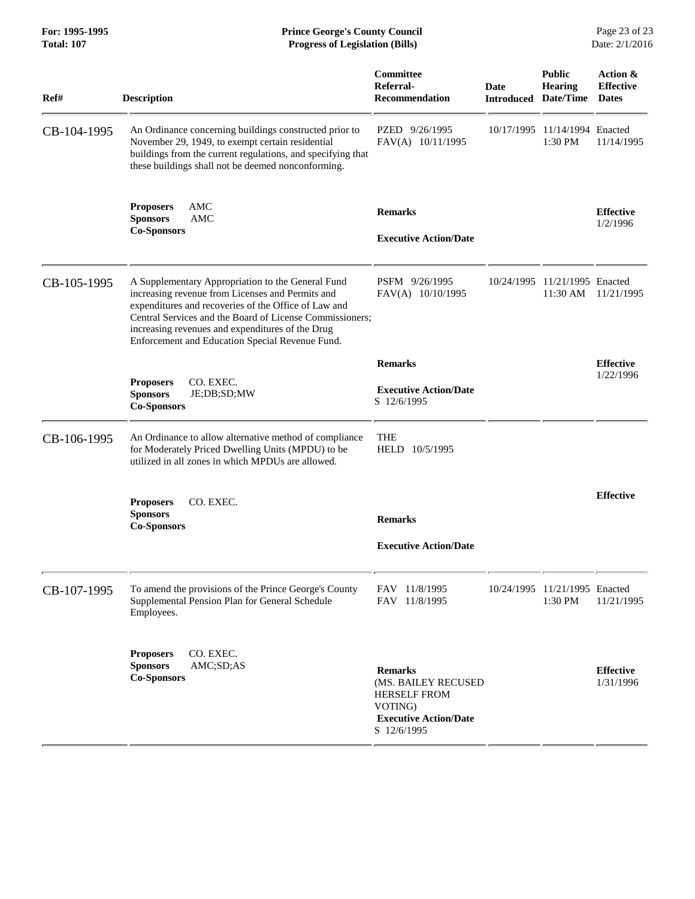| Ref# | Description | Committee Referral-Recommendation | Date Introduced | Public Hearing Date/Time | Action & Effective Dates |
|---|---|---|---|---|---|
| CB-104-1995 | An Ordinance concerning buildings constructed prior to November 29, 1949, to exempt certain residential buildings from the current regulations, and specifying that these buildings shall not be deemed nonconforming. | PZED 9/26/1995<br>FAV(A) 10/11/1995 | 10/17/1995 | 11/14/1994<br>1:30 PM | Enacted<br>11/14/1995 |
| | **Proposers** AMC<br>**Sponsors** AMC<br>**Co-Sponsors** | **Remarks**<br><br>**Executive Action/Date** | | | **Effective**<br>1/2/1996 |
| CB-105-1995 | A Supplementary Appropriation to the General Fund increasing revenue from Licenses and Permits and expenditures and recoveries of the Office of Law and Central Services and the Board of License Commissioners; increasing revenues and expenditures of the Drug Enforcement and Education Special Revenue Fund. | PSFM 9/26/1995<br>FAV(A) 10/10/1995 | 10/24/1995 | 11/21/1995<br>11:30 AM | Enacted<br>11/21/1995 |
| | **Proposers** CO. EXEC.<br>**Sponsors** JE;DB;SD;MW<br>**Co-Sponsors** | **Remarks**<br><br>**Executive Action/Date**<br>S 12/6/1995 | | | **Effective**<br>1/22/1996 |
| CB-106-1995 | An Ordinance to allow alternative method of compliance for Moderately Priced Dwelling Units (MPDU) to be utilized in all zones in which MPDUs are allowed. | THE<br>HELD 10/5/1995 | | | |
| | **Proposers** CO. EXEC.<br>**Sponsors**<br>**Co-Sponsors** | **Remarks**<br><br>**Executive Action/Date** | | | **Effective** |
| CB-107-1995 | To amend the provisions of the Prince George's County Supplemental Pension Plan for General Schedule Employees. | FAV 11/8/1995<br>FAV 11/8/1995 | 10/24/1995 | 11/21/1995<br>1:30 PM | Enacted<br>11/21/1995 |
| | **Proposers** CO. EXEC.<br>**Sponsors** AMC;SD;AS<br>**Co-Sponsors** | **Remarks**<br>(MS. BAILEY RECUSED HERSELF FROM VOTING)<br>**Executive Action/Date**<br>S 12/6/1995 | | | **Effective**<br>1/31/1996 |